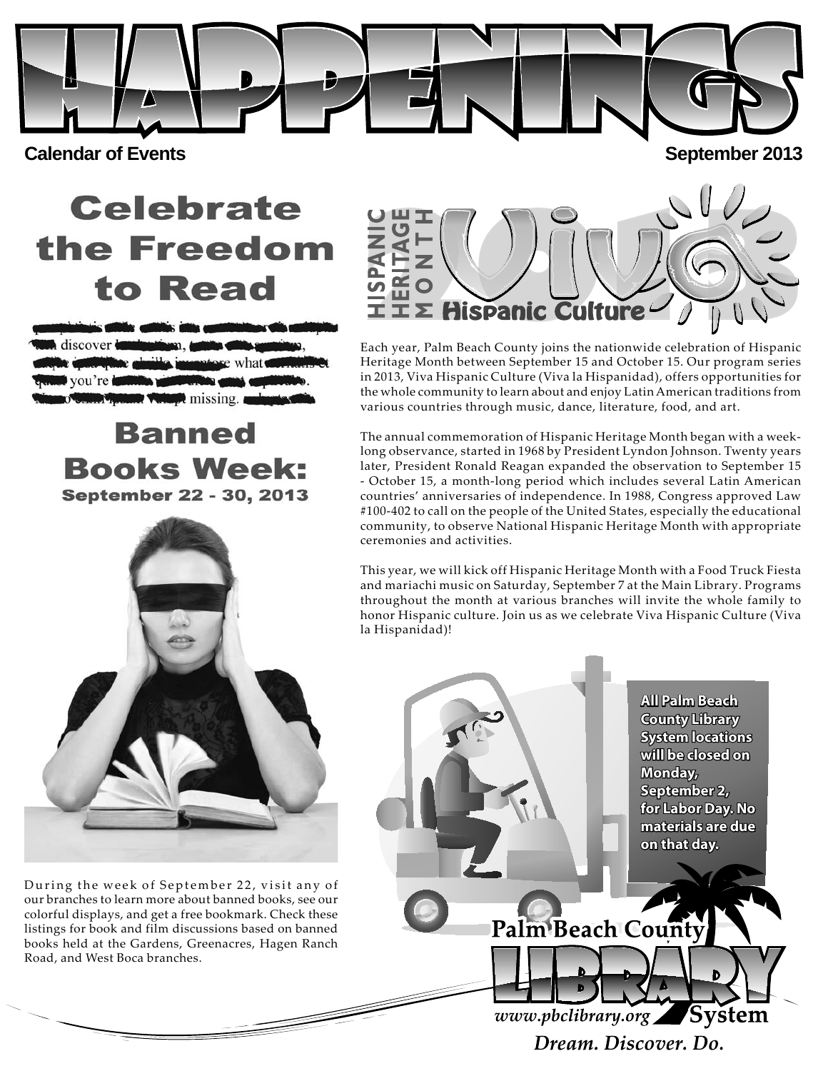# HAPPENINGS

**Calendar of Events** **September 2013**

## Celebrate the Freedom to Read

## Banned Books Week:

### September 22 - 30, 2013

During the week of September 22, visit any of our branches to learn more about banned books, see our colorful displays, and get a free bookmark. Check these listings for book and film discussions based on banned books held at the Gardens, Greenacres, Hagen Ranch Road, and West Boca branches.

## HISPANIC HERITAGE MONTH — Viva Hispanic Culture

Each year, Palm Beach County joins the nationwide celebration of Hispanic Heritage Month between September 15 and October 15. Our program series in 2013, Viva Hispanic Culture (Viva la Hispanidad), offers opportunities for the whole community to learn about and enjoy Latin American traditions from various countries through music, dance, literature, food, and art.

The annual commemoration of Hispanic Heritage Month began with a week-long observance, started in 1968 by President Lyndon Johnson. Twenty years later, President Ronald Reagan expanded the observation to September 15 - October 15, a month-long period which includes several Latin American countries' anniversaries of independence. In 1988, Congress approved Law #100-402 to call on the people of the United States, especially the educational community, to observe National Hispanic Heritage Month with appropriate ceremonies and activities.

This year, we will kick off Hispanic Heritage Month with a Food Truck Fiesta and mariachi music on Saturday, September 7 at the Main Library. Programs throughout the month at various branches will invite the whole family to honor Hispanic culture. Join us as we celebrate Viva Hispanic Culture (Viva la Hispanidad)!

**All Palm Beach County Library System locations will be closed on Monday, September 2, for Labor Day. No materials are due on that day.**

Palm Beach County LIBRARY System
*www.pbclibrary.org*
*Dream. Discover. Do.*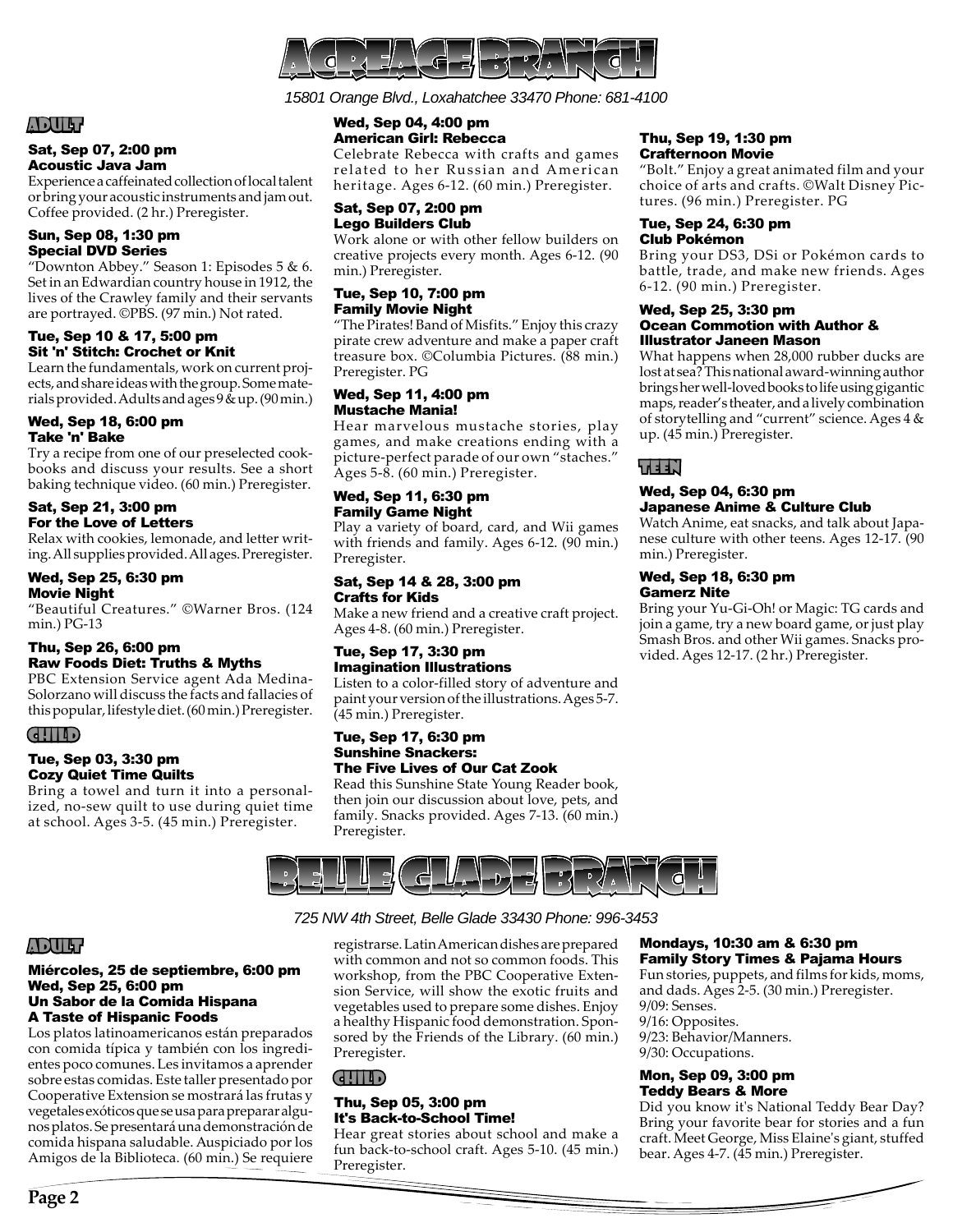# Acreage Branch

*15801 Orange Blvd., Loxahatchee 33470 Phone: 681-4100*

## Adult

### Sat, Sep 07, 2:00 pm
### Acoustic Java Jam

Experience a caffeinated collection of local talent or bring your acoustic instruments and jam out. Coffee provided. (2 hr.) Preregister.

### Sun, Sep 08, 1:30 pm
### Special DVD Series

"Downton Abbey." Season 1: Episodes 5 & 6. Set in an Edwardian country house in 1912, the lives of the Crawley family and their servants are portrayed. ©PBS. (97 min.) Not rated.

### Tue, Sep 10 & 17, 5:00 pm
### Sit 'n' Stitch: Crochet or Knit

Learn the fundamentals, work on current projects, and share ideas with the group. Some materials provided. Adults and ages 9 & up. (90 min.)

### Wed, Sep 18, 6:00 pm
### Take 'n' Bake

Try a recipe from one of our preselected cookbooks and discuss your results. See a short baking technique video. (60 min.) Preregister.

### Sat, Sep 21, 3:00 pm
### For the Love of Letters

Relax with cookies, lemonade, and letter writing. All supplies provided. All ages. Preregister.

### Wed, Sep 25, 6:30 pm
### Movie Night

"Beautiful Creatures." ©Warner Bros. (124 min.) PG-13

### Thu, Sep 26, 6:00 pm
### Raw Foods Diet: Truths & Myths

PBC Extension Service agent Ada Medina-Solorzano will discuss the facts and fallacies of this popular, lifestyle diet. (60 min.) Preregister.

## Child

### Tue, Sep 03, 3:30 pm
### Cozy Quiet Time Quilts

Bring a towel and turn it into a personalized, no-sew quilt to use during quiet time at school. Ages 3-5. (45 min.) Preregister.

### Wed, Sep 04, 4:00 pm
### American Girl: Rebecca

Celebrate Rebecca with crafts and games related to her Russian and American heritage. Ages 6-12. (60 min.) Preregister.

### Sat, Sep 07, 2:00 pm
### Lego Builders Club

Work alone or with other fellow builders on creative projects every month. Ages 6-12. (90 min.) Preregister.

### Tue, Sep 10, 7:00 pm
### Family Movie Night

"The Pirates! Band of Misfits." Enjoy this crazy pirate crew adventure and make a paper craft treasure box. ©Columbia Pictures. (88 min.) Preregister. PG

### Wed, Sep 11, 4:00 pm
### Mustache Mania!

Hear marvelous mustache stories, play games, and make creations ending with a picture-perfect parade of our own "staches." Ages 5-8. (60 min.) Preregister.

### Wed, Sep 11, 6:30 pm
### Family Game Night

Play a variety of board, card, and Wii games with friends and family. Ages 6-12. (90 min.) Preregister.

### Sat, Sep 14 & 28, 3:00 pm
### Crafts for Kids

Make a new friend and a creative craft project. Ages 4-8. (60 min.) Preregister.

### Tue, Sep 17, 3:30 pm
### Imagination Illustrations

Listen to a color-filled story of adventure and paint your version of the illustrations. Ages 5-7. (45 min.) Preregister.

### Tue, Sep 17, 6:30 pm
### Sunshine Snackers: The Five Lives of Our Cat Zook

Read this Sunshine State Young Reader book, then join our discussion about love, pets, and family. Snacks provided. Ages 7-13. (60 min.) Preregister.

### Thu, Sep 19, 1:30 pm
### Crafternoon Movie

"Bolt." Enjoy a great animated film and your choice of arts and crafts. ©Walt Disney Pictures. (96 min.) Preregister. PG

### Tue, Sep 24, 6:30 pm
### Club Pokémon

Bring your DS3, DSi or Pokémon cards to battle, trade, and make new friends. Ages 6-12. (90 min.) Preregister.

### Wed, Sep 25, 3:30 pm
### Ocean Commotion with Author & Illustrator Janeen Mason

What happens when 28,000 rubber ducks are lost at sea? This national award-winning author brings her well-loved books to life using gigantic maps, reader's theater, and a lively combination of storytelling and "current" science. Ages 4 & up. (45 min.) Preregister.

## Teen

### Wed, Sep 04, 6:30 pm
### Japanese Anime & Culture Club

Watch Anime, eat snacks, and talk about Japanese culture with other teens. Ages 12-17. (90 min.) Preregister.

### Wed, Sep 18, 6:30 pm
### Gamerz Nite

Bring your Yu-Gi-Oh! or Magic: TG cards and join a game, try a new board game, or just play Smash Bros. and other Wii games. Snacks provided. Ages 12-17. (2 hr.) Preregister.

# Belle Glade Branch

*725 NW 4th Street, Belle Glade 33430 Phone: 996-3453*

## Adult

### Miércoles, 25 de septiembre, 6:00 pm
### Wed, Sep 25, 6:00 pm
### Un Sabor de la Comida Hispana
### A Taste of Hispanic Foods

Los platos latinoamericanos están preparados con comida típica y también con los ingredientes poco comunes. Les invitamos a aprender sobre estas comidas. Este taller presentado por Cooperative Extension se mostrará las frutas y vegetales exóticos que se usa para preparar algunos platos. Se presentará una demonstración de comida hispana saludable. Auspiciado por los Amigos de la Biblioteca. (60 min.) Se requiere registrarse. Latin American dishes are prepared with common and not so common foods. This workshop, from the PBC Cooperative Extension Service, will show the exotic fruits and vegetables used to prepare some dishes. Enjoy a healthy Hispanic food demonstration. Sponsored by the Friends of the Library. (60 min.) Preregister.

## Child

### Thu, Sep 05, 3:00 pm
### It's Back-to-School Time!

Hear great stories about school and make a fun back-to-school craft. Ages 5-10. (45 min.) Preregister.

### Mondays, 10:30 am & 6:30 pm
### Family Story Times & Pajama Hours

Fun stories, puppets, and films for kids, moms, and dads. Ages 2-5. (30 min.) Preregister.

9/09: Senses.
9/16: Opposites.
9/23: Behavior/Manners.
9/30: Occupations.

### Mon, Sep 09, 3:00 pm
### Teddy Bears & More

Did you know it's National Teddy Bear Day? Bring your favorite bear for stories and a fun craft. Meet George, Miss Elaine's giant, stuffed bear. Ages 4-7. (45 min.) Preregister.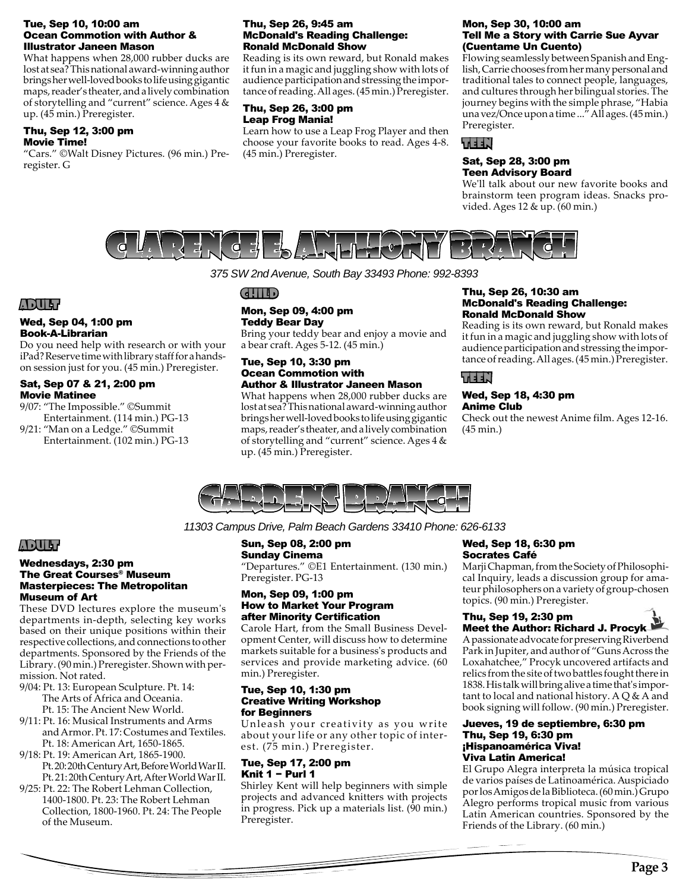**Tue, Sep 10, 10:00 am**
**Ocean Commotion with Author & Illustrator Janeen Mason**

What happens when 28,000 rubber ducks are lost at sea? This national award-winning author brings her well-loved books to life using gigantic maps, reader's theater, and a lively combination of storytelling and "current" science. Ages 4 & up. (45 min.) Preregister.

**Thu, Sep 12, 3:00 pm**
**Movie Time!**

"Cars." ©Walt Disney Pictures. (96 min.) Preregister. G

**Thu, Sep 26, 9:45 am**
**McDonald's Reading Challenge: Ronald McDonald Show**

Reading is its own reward, but Ronald makes it fun in a magic and juggling show with lots of audience participation and stressing the importance of reading. All ages. (45 min.) Preregister.

**Thu, Sep 26, 3:00 pm**
**Leap Frog Mania!**

Learn how to use a Leap Frog Player and then choose your favorite books to read. Ages 4-8. (45 min.) Preregister.

**Mon, Sep 30, 10:00 am**
**Tell Me a Story with Carrie Sue Ayvar (Cuentame Un Cuento)**

Flowing seamlessly between Spanish and English, Carrie chooses from her many personal and traditional tales to connect people, languages, and cultures through her bilingual stories. The journey begins with the simple phrase, "Habia una vez/Once upon a time ..." All ages. (45 min.) Preregister.

### TEEN

**Sat, Sep 28, 3:00 pm**
**Teen Advisory Board**

We'll talk about our new favorite books and brainstorm teen program ideas. Snacks provided. Ages 12 & up. (60 min.)

# CLARENCE E. ANTHONY BRANCH

*375 SW 2nd Avenue, South Bay 33493 Phone: 992-8393*

### ADULT

**Wed, Sep 04, 1:00 pm**
**Book-A-Librarian**

Do you need help with research or with your iPad? Reserve time with library staff for a hands-on session just for you. (45 min.) Preregister.

**Sat, Sep 07 & 21, 2:00 pm**
**Movie Matinee**

9/07: "The Impossible." ©Summit Entertainment. (114 min.) PG-13
9/21: "Man on a Ledge." ©Summit Entertainment. (102 min.) PG-13

### CHILD

**Mon, Sep 09, 4:00 pm**
**Teddy Bear Day**

Bring your teddy bear and enjoy a movie and a bear craft. Ages 5-12. (45 min.)

**Tue, Sep 10, 3:30 pm**
**Ocean Commotion with Author & Illustrator Janeen Mason**

What happens when 28,000 rubber ducks are lost at sea? This national award-winning author brings her well-loved books to life using gigantic maps, reader's theater, and a lively combination of storytelling and "current" science. Ages 4 & up. (45 min.) Preregister.

**Thu, Sep 26, 10:30 am**
**McDonald's Reading Challenge: Ronald McDonald Show**

Reading is its own reward, but Ronald makes it fun in a magic and juggling show with lots of audience participation and stressing the importance of reading. All ages. (45 min.) Preregister.

### TEEN

**Wed, Sep 18, 4:30 pm**
**Anime Club**

Check out the newest Anime film. Ages 12-16. (45 min.)

# GARDENS BRANCH

*11303 Campus Drive, Palm Beach Gardens 33410 Phone: 626-6133*

### ADULT

**Wednesdays, 2:30 pm**
**The Great Courses® Museum Masterpieces: The Metropolitan Museum of Art**

These DVD lectures explore the museum's departments in-depth, selecting key works based on their unique positions within their respective collections, and connections to other departments. Sponsored by the Friends of the Library. (90 min.) Preregister. Shown with permission. Not rated.

9/04: Pt. 13: European Sculpture. Pt. 14: The Arts of Africa and Oceania. Pt. 15: The Ancient New World.
9/11: Pt. 16: Musical Instruments and Arms and Armor. Pt. 17: Costumes and Textiles. Pt. 18: American Art, 1650-1865.
9/18: Pt. 19: American Art, 1865-1900. Pt. 20: 20th Century Art, Before World War II. Pt. 21: 20th Century Art, After World War II.
9/25: Pt. 22: The Robert Lehman Collection, 1400-1800. Pt. 23: The Robert Lehman Collection, 1800-1960. Pt. 24: The People of the Museum.

**Sun, Sep 08, 2:00 pm**
**Sunday Cinema**

"Departures." ©E1 Entertainment. (130 min.) Preregister. PG-13

**Mon, Sep 09, 1:00 pm**
**How to Market Your Program after Minority Certification**

Carole Hart, from the Small Business Development Center, will discuss how to determine markets suitable for a business's products and services and provide marketing advice. (60 min.) Preregister.

**Tue, Sep 10, 1:30 pm**
**Creative Writing Workshop for Beginners**

Unleash your creativity as you write about your life or any other topic of interest. (75 min.) Preregister.

**Tue, Sep 17, 2:00 pm**
**Knit 1 – Purl 1**

Shirley Kent will help beginners with simple projects and advanced knitters with projects in progress. Pick up a materials list. (90 min.) Preregister.

**Wed, Sep 18, 6:30 pm**
**Socrates Café**

Marji Chapman, from the Society of Philosophical Inquiry, leads a discussion group for amateur philosophers on a variety of group-chosen topics. (90 min.) Preregister.

**Thu, Sep 19, 2:30 pm**
**Meet the Author: Richard J. Procyk**

A passionate advocate for preserving Riverbend Park in Jupiter, and author of "Guns Across the Loxahatchee," Procyk uncovered artifacts and relics from the site of two battles fought there in 1838. His talk will bring alive a time that's important to local and national history. A Q & A and book signing will follow. (90 min.) Preregister.

**Jueves, 19 de septiembre, 6:30 pm**
**Thu, Sep 19, 6:30 pm**
**¡Hispanoamérica Viva!**
**Viva Latin America!**

El Grupo Alegra interpreta la música tropical de varios países de Latinoamérica. Auspiciado por los Amigos de la Biblioteca. (60 min.) Grupo Alegro performs tropical music from various Latin American countries. Sponsored by the Friends of the Library. (60 min.)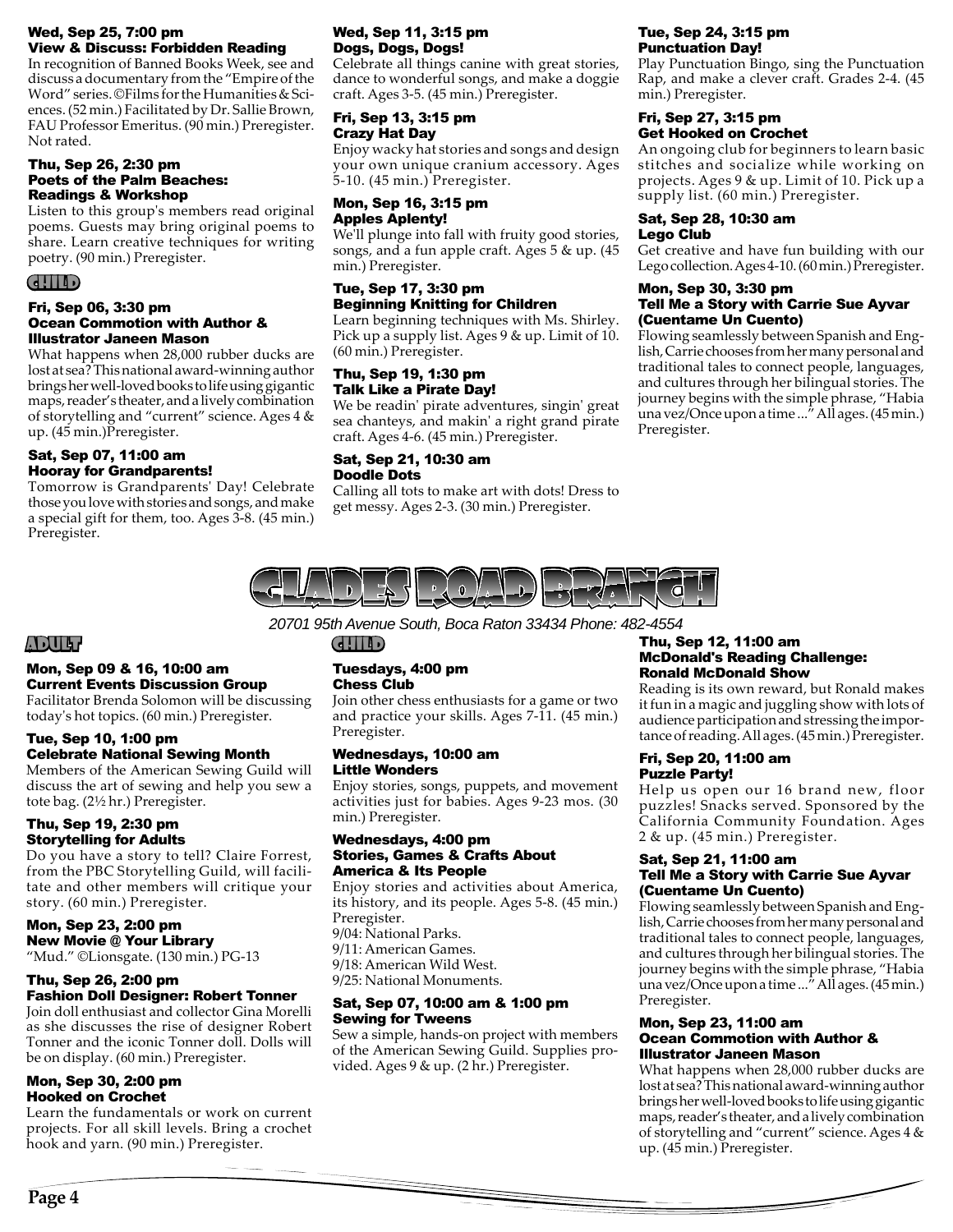### Wed, Sep 25, 7:00 pm
### View & Discuss: Forbidden Reading

In recognition of Banned Books Week, see and discuss a documentary from the "Empire of the Word" series. ©Films for the Humanities & Sciences. (52 min.) Facilitated by Dr. Sallie Brown, FAU Professor Emeritus. (90 min.) Preregister. Not rated.

### Thu, Sep 26, 2:30 pm
### Poets of the Palm Beaches: Readings & Workshop

Listen to this group's members read original poems. Guests may bring original poems to share. Learn creative techniques for writing poetry. (90 min.) Preregister.

## CHILD

### Fri, Sep 06, 3:30 pm
### Ocean Commotion with Author & Illustrator Janeen Mason

What happens when 28,000 rubber ducks are lost at sea? This national award-winning author brings her well-loved books to life using gigantic maps, reader's theater, and a lively combination of storytelling and "current" science. Ages 4 & up. (45 min.)Preregister.

### Sat, Sep 07, 11:00 am
### Hooray for Grandparents!

Tomorrow is Grandparents' Day! Celebrate those you love with stories and songs, and make a special gift for them, too. Ages 3-8. (45 min.) Preregister.

### Wed, Sep 11, 3:15 pm
### Dogs, Dogs, Dogs!

Celebrate all things canine with great stories, dance to wonderful songs, and make a doggie craft. Ages 3-5. (45 min.) Preregister.

### Fri, Sep 13, 3:15 pm
### Crazy Hat Day

Enjoy wacky hat stories and songs and design your own unique cranium accessory. Ages 5-10. (45 min.) Preregister.

### Mon, Sep 16, 3:15 pm
### Apples Aplenty!

We'll plunge into fall with fruity good stories, songs, and a fun apple craft. Ages 5 & up. (45 min.) Preregister.

### Tue, Sep 17, 3:30 pm
### Beginning Knitting for Children

Learn beginning techniques with Ms. Shirley. Pick up a supply list. Ages 9 & up. Limit of 10. (60 min.) Preregister.

### Thu, Sep 19, 1:30 pm
### Talk Like a Pirate Day!

We be readin' pirate adventures, singin' great sea chanteys, and makin' a right grand pirate craft. Ages 4-6. (45 min.) Preregister.

### Sat, Sep 21, 10:30 am
### Doodle Dots

Calling all tots to make art with dots! Dress to get messy. Ages 2-3. (30 min.) Preregister.

### Tue, Sep 24, 3:15 pm
### Punctuation Day!

Play Punctuation Bingo, sing the Punctuation Rap, and make a clever craft. Grades 2-4. (45 min.) Preregister.

### Fri, Sep 27, 3:15 pm
### Get Hooked on Crochet

An ongoing club for beginners to learn basic stitches and socialize while working on projects. Ages 9 & up. Limit of 10. Pick up a supply list. (60 min.) Preregister.

### Sat, Sep 28, 10:30 am
### Lego Club

Get creative and have fun building with our Lego collection. Ages 4-10. (60 min.) Preregister.

### Mon, Sep 30, 3:30 pm
### Tell Me a Story with Carrie Sue Ayvar (Cuentame Un Cuento)

Flowing seamlessly between Spanish and English, Carrie chooses from her many personal and traditional tales to connect people, languages, and cultures through her bilingual stories. The journey begins with the simple phrase, "Habia una vez/Once upon a time ..." All ages. (45 min.) Preregister.

# GLADES ROAD BRANCH

*20701 95th Avenue South, Boca Raton 33434 Phone: 482-4554*

## ADULT

### Mon, Sep 09 & 16, 10:00 am
### Current Events Discussion Group

Facilitator Brenda Solomon will be discussing today's hot topics. (60 min.) Preregister.

### Tue, Sep 10, 1:00 pm
### Celebrate National Sewing Month

Members of the American Sewing Guild will discuss the art of sewing and help you sew a tote bag. (2½ hr.) Preregister.

### Thu, Sep 19, 2:30 pm
### Storytelling for Adults

Do you have a story to tell? Claire Forrest, from the PBC Storytelling Guild, will facilitate and other members will critique your story. (60 min.) Preregister.

### Mon, Sep 23, 2:00 pm
### New Movie @ Your Library

"Mud." ©Lionsgate. (130 min.) PG-13

### Thu, Sep 26, 2:00 pm
### Fashion Doll Designer: Robert Tonner

Join doll enthusiast and collector Gina Morelli as she discusses the rise of designer Robert Tonner and the iconic Tonner doll. Dolls will be on display. (60 min.) Preregister.

### Mon, Sep 30, 2:00 pm
### Hooked on Crochet

Learn the fundamentals or work on current projects. For all skill levels. Bring a crochet hook and yarn. (90 min.) Preregister.

## CHILD

### Tuesdays, 4:00 pm
### Chess Club

Join other chess enthusiasts for a game or two and practice your skills. Ages 7-11. (45 min.) Preregister.

### Wednesdays, 10:00 am
### Little Wonders

Enjoy stories, songs, puppets, and movement activities just for babies. Ages 9-23 mos. (30 min.) Preregister.

### Wednesdays, 4:00 pm
### Stories, Games & Crafts About America & Its People

Enjoy stories and activities about America, its history, and its people. Ages 5-8. (45 min.) Preregister.

9/04: National Parks.
9/11: American Games.
9/18: American Wild West.
9/25: National Monuments.

### Sat, Sep 07, 10:00 am & 1:00 pm
### Sewing for Tweens

Sew a simple, hands-on project with members of the American Sewing Guild. Supplies provided. Ages 9 & up. (2 hr.) Preregister.

### Thu, Sep 12, 11:00 am
### McDonald's Reading Challenge: Ronald McDonald Show

Reading is its own reward, but Ronald makes it fun in a magic and juggling show with lots of audience participation and stressing the importance of reading. All ages. (45 min.) Preregister.

### Fri, Sep 20, 11:00 am
### Puzzle Party!

Help us open our 16 brand new, floor puzzles! Snacks served. Sponsored by the California Community Foundation. Ages 2 & up. (45 min.) Preregister.

### Sat, Sep 21, 11:00 am
### Tell Me a Story with Carrie Sue Ayvar (Cuentame Un Cuento)

Flowing seamlessly between Spanish and English, Carrie chooses from her many personal and traditional tales to connect people, languages, and cultures through her bilingual stories. The journey begins with the simple phrase, "Habia una vez/Once upon a time ..." All ages. (45 min.) Preregister.

### Mon, Sep 23, 11:00 am
### Ocean Commotion with Author & Illustrator Janeen Mason

What happens when 28,000 rubber ducks are lost at sea? This national award-winning author brings her well-loved books to life using gigantic maps, reader's theater, and a lively combination of storytelling and "current" science. Ages 4 & up. (45 min.) Preregister.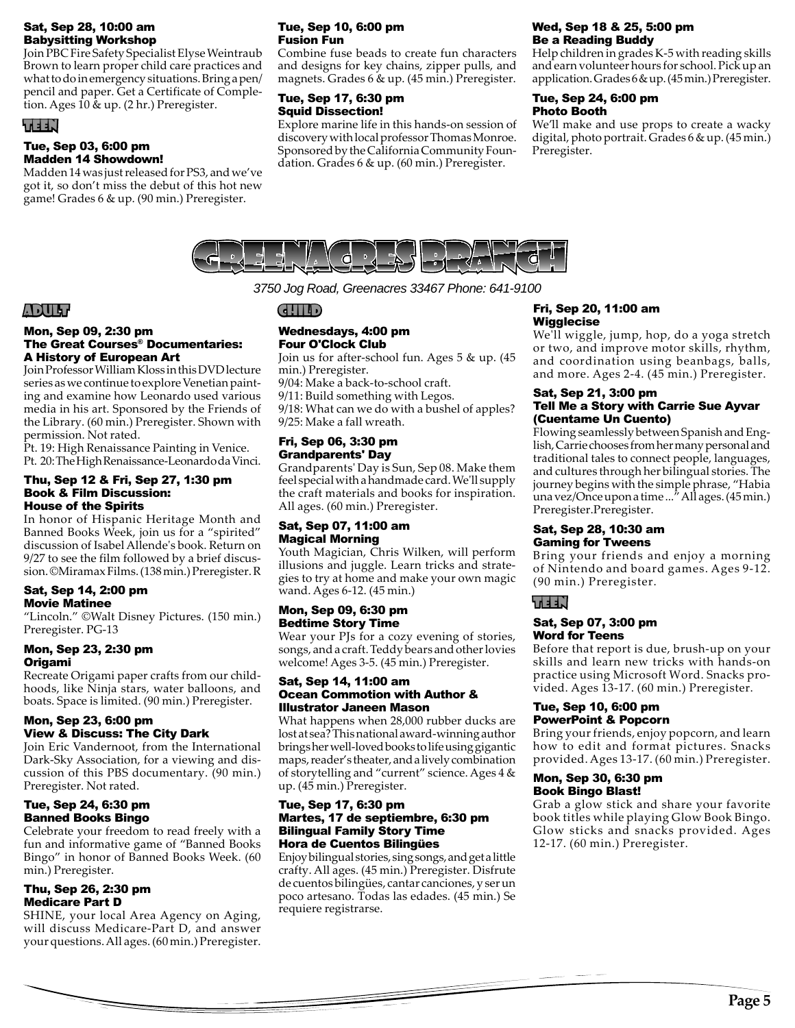#### Sat, Sep 28, 10:00 am
#### Babysitting Workshop

Join PBC Fire Safety Specialist Elyse Weintraub Brown to learn proper child care practices and what to do in emergency situations. Bring a pen/pencil and paper. Get a Certificate of Completion. Ages 10 & up. (2 hr.) Preregister.

### TEEN

#### Tue, Sep 03, 6:00 pm
#### Madden 14 Showdown!

Madden 14 was just released for PS3, and we've got it, so don't miss the debut of this hot new game! Grades 6 & up. (90 min.) Preregister.

#### Tue, Sep 10, 6:00 pm
#### Fusion Fun

Combine fuse beads to create fun characters and designs for key chains, zipper pulls, and magnets. Grades 6 & up. (45 min.) Preregister.

#### Tue, Sep 17, 6:30 pm
#### Squid Dissection!

Explore marine life in this hands-on session of discovery with local professor Thomas Monroe. Sponsored by the California Community Foundation. Grades 6 & up. (60 min.) Preregister.

#### Wed, Sep 18 & 25, 5:00 pm
#### Be a Reading Buddy

Help children in grades K-5 with reading skills and earn volunteer hours for school. Pick up an application. Grades 6 & up. (45 min.) Preregister.

#### Tue, Sep 24, 6:00 pm
#### Photo Booth

We'll make and use props to create a wacky digital, photo portrait. Grades 6 & up. (45 min.) Preregister.

# GREENACRES BRANCH

*3750 Jog Road, Greenacres 33467 Phone: 641-9100*

### ADULT

#### Mon, Sep 09, 2:30 pm
#### The Great Courses® Documentaries: A History of European Art

Join Professor William Kloss in this DVD lecture series as we continue to explore Venetian painting and examine how Leonardo used various media in his art. Sponsored by the Friends of the Library. (60 min.) Preregister. Shown with permission. Not rated.

Pt. 19: High Renaissance Painting in Venice.
Pt. 20: The High Renaissance-Leonardo da Vinci.

#### Thu, Sep 12 & Fri, Sep 27, 1:30 pm
#### Book & Film Discussion: House of the Spirits

In honor of Hispanic Heritage Month and Banned Books Week, join us for a "spirited" discussion of Isabel Allende's book. Return on 9/27 to see the film followed by a brief discussion. ©Miramax Films. (138 min.) Preregister. R

#### Sat, Sep 14, 2:00 pm
#### Movie Matinee

"Lincoln." ©Walt Disney Pictures. (150 min.) Preregister. PG-13

#### Mon, Sep 23, 2:30 pm
#### Origami

Recreate Origami paper crafts from our childhoods, like Ninja stars, water balloons, and boats. Space is limited. (90 min.) Preregister.

#### Mon, Sep 23, 6:00 pm
#### View & Discuss: The City Dark

Join Eric Vandernoot, from the International Dark-Sky Association, for a viewing and discussion of this PBS documentary. (90 min.) Preregister. Not rated.

#### Tue, Sep 24, 6:30 pm
#### Banned Books Bingo

Celebrate your freedom to read freely with a fun and informative game of "Banned Books Bingo" in honor of Banned Books Week. (60 min.) Preregister.

#### Thu, Sep 26, 2:30 pm
#### Medicare Part D

SHINE, your local Area Agency on Aging, will discuss Medicare-Part D, and answer your questions. All ages. (60 min.) Preregister.

### CHILD

#### Wednesdays, 4:00 pm
#### Four O'Clock Club

Join us for after-school fun. Ages 5 & up. (45 min.) Preregister.

9/04: Make a back-to-school craft.
9/11: Build something with Legos.
9/18: What can we do with a bushel of apples?
9/25: Make a fall wreath.

#### Fri, Sep 06, 3:30 pm
#### Grandparents' Day

Grandparents' Day is Sun, Sep 08. Make them feel special with a handmade card. We'll supply the craft materials and books for inspiration. All ages. (60 min.) Preregister.

#### Sat, Sep 07, 11:00 am
#### Magical Morning

Youth Magician, Chris Wilken, will perform illusions and juggle. Learn tricks and strategies to try at home and make your own magic wand. Ages 6-12. (45 min.)

#### Mon, Sep 09, 6:30 pm
#### Bedtime Story Time

Wear your PJs for a cozy evening of stories, songs, and a craft. Teddy bears and other lovies welcome! Ages 3-5. (45 min.) Preregister.

#### Sat, Sep 14, 11:00 am
#### Ocean Commotion with Author & Illustrator Janeen Mason

What happens when 28,000 rubber ducks are lost at sea? This national award-winning author brings her well-loved books to life using gigantic maps, reader's theater, and a lively combination of storytelling and "current" science. Ages 4 & up. (45 min.) Preregister.

#### Tue, Sep 17, 6:30 pm
#### Martes, 17 de septiembre, 6:30 pm
#### Bilingual Family Story Time
#### Hora de Cuentos Bilingües

Enjoy bilingual stories, sing songs, and get a little crafty. All ages. (45 min.) Preregister. Disfrute de cuentos bilingües, cantar canciones, y ser un poco artesano. Todas las edades. (45 min.) Se requiere registrarse.

#### Fri, Sep 20, 11:00 am
#### Wigglecise

We'll wiggle, jump, hop, do a yoga stretch or two, and improve motor skills, rhythm, and coordination using beanbags, balls, and more. Ages 2-4. (45 min.) Preregister.

#### Sat, Sep 21, 3:00 pm
#### Tell Me a Story with Carrie Sue Ayvar (Cuentame Un Cuento)

Flowing seamlessly between Spanish and English, Carrie chooses from her many personal and traditional tales to connect people, languages, and cultures through her bilingual stories. The journey begins with the simple phrase, "Habia una vez/Once upon a time ..." All ages. (45 min.) Preregister.Preregister.

#### Sat, Sep 28, 10:30 am
#### Gaming for Tweens

Bring your friends and enjoy a morning of Nintendo and board games. Ages 9-12. (90 min.) Preregister.

### TEEN

#### Sat, Sep 07, 3:00 pm
#### Word for Teens

Before that report is due, brush-up on your skills and learn new tricks with hands-on practice using Microsoft Word. Snacks provided. Ages 13-17. (60 min.) Preregister.

#### Tue, Sep 10, 6:00 pm
#### PowerPoint & Popcorn

Bring your friends, enjoy popcorn, and learn how to edit and format pictures. Snacks provided. Ages 13-17. (60 min.) Preregister.

#### Mon, Sep 30, 6:30 pm
#### Book Bingo Blast!

Grab a glow stick and share your favorite book titles while playing Glow Book Bingo. Glow sticks and snacks provided. Ages 12-17. (60 min.) Preregister.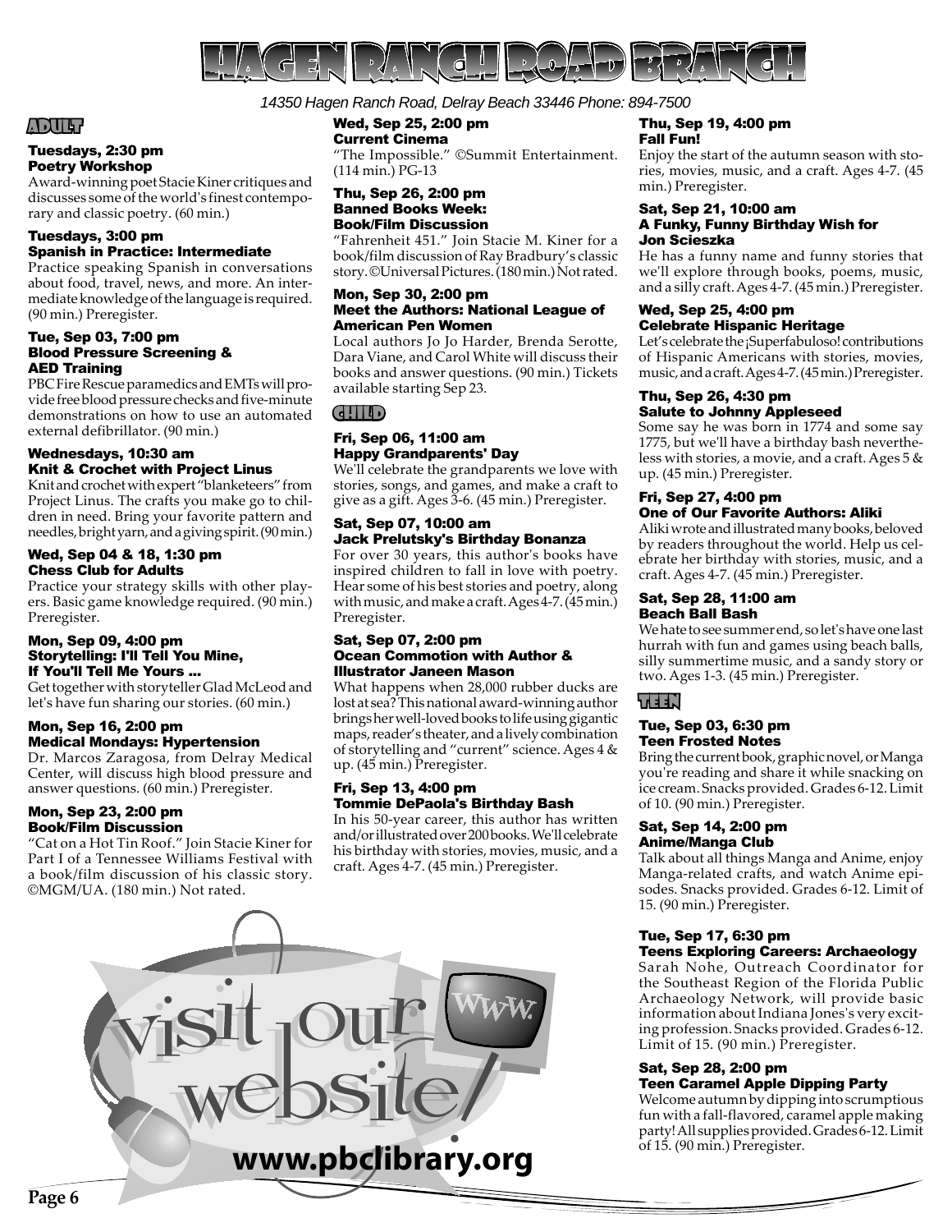# Hagen Ranch Road Branch

*14350 Hagen Ranch Road, Delray Beach 33446 Phone: 894-7500*

## Adult

**Tuesdays, 2:30 pm**
**Poetry Workshop**
Award-winning poet Stacie Kiner critiques and discusses some of the world's finest contemporary and classic poetry. (60 min.)

**Tuesdays, 3:00 pm**
**Spanish in Practice: Intermediate**
Practice speaking Spanish in conversations about food, travel, news, and more. An intermediate knowledge of the language is required. (90 min.) Preregister.

**Tue, Sep 03, 7:00 pm**
**Blood Pressure Screening & AED Training**
PBC Fire Rescue paramedics and EMTs will provide free blood pressure checks and five-minute demonstrations on how to use an automated external defibrillator. (90 min.)

**Wednesdays, 10:30 am**
**Knit & Crochet with Project Linus**
Knit and crochet with expert "blanketeers" from Project Linus. The crafts you make go to children in need. Bring your favorite pattern and needles, bright yarn, and a giving spirit. (90 min.)

**Wed, Sep 04 & 18, 1:30 pm**
**Chess Club for Adults**
Practice your strategy skills with other players. Basic game knowledge required. (90 min.) Preregister.

**Mon, Sep 09, 4:00 pm**
**Storytelling: I'll Tell You Mine, If You'll Tell Me Yours ...**
Get together with storyteller Glad McLeod and let's have fun sharing our stories. (60 min.)

**Mon, Sep 16, 2:00 pm**
**Medical Mondays: Hypertension**
Dr. Marcos Zaragosa, from Delray Medical Center, will discuss high blood pressure and answer questions. (60 min.) Preregister.

**Mon, Sep 23, 2:00 pm**
**Book/Film Discussion**
"Cat on a Hot Tin Roof." Join Stacie Kiner for Part I of a Tennessee Williams Festival with a book/film discussion of his classic story. ©MGM/UA. (180 min.) Not rated.

**Wed, Sep 25, 2:00 pm**
**Current Cinema**
"The Impossible." ©Summit Entertainment. (114 min.) PG-13

**Thu, Sep 26, 2:00 pm**
**Banned Books Week: Book/Film Discussion**
"Fahrenheit 451." Join Stacie M. Kiner for a book/film discussion of Ray Bradbury's classic story. ©Universal Pictures. (180 min.) Not rated.

**Mon, Sep 30, 2:00 pm**
**Meet the Authors: National League of American Pen Women**
Local authors Jo Jo Harder, Brenda Serotte, Dara Viane, and Carol White will discuss their books and answer questions. (90 min.) Tickets available starting Sep 23.

## Child

**Fri, Sep 06, 11:00 am**
**Happy Grandparents' Day**
We'll celebrate the grandparents we love with stories, songs, and games, and make a craft to give as a gift. Ages 3-6. (45 min.) Preregister.

**Sat, Sep 07, 10:00 am**
**Jack Prelutsky's Birthday Bonanza**
For over 30 years, this author's books have inspired children to fall in love with poetry. Hear some of his best stories and poetry, along with music, and make a craft. Ages 4-7. (45 min.) Preregister.

**Sat, Sep 07, 2:00 pm**
**Ocean Commotion with Author & Illustrator Janeen Mason**
What happens when 28,000 rubber ducks are lost at sea? This national award-winning author brings her well-loved books to life using gigantic maps, reader's theater, and a lively combination of storytelling and "current" science. Ages 4 & up. (45 min.) Preregister.

**Fri, Sep 13, 4:00 pm**
**Tommie DePaola's Birthday Bash**
In his 50-year career, this author has written and/or illustrated over 200 books. We'll celebrate his birthday with stories, movies, music, and a craft. Ages 4-7. (45 min.) Preregister.

**Thu, Sep 19, 4:00 pm**
**Fall Fun!**
Enjoy the start of the autumn season with stories, movies, music, and a craft. Ages 4-7. (45 min.) Preregister.

**Sat, Sep 21, 10:00 am**
**A Funky, Funny Birthday Wish for Jon Scieszka**
He has a funny name and funny stories that we'll explore through books, poems, music, and a silly craft. Ages 4-7. (45 min.) Preregister.

**Wed, Sep 25, 4:00 pm**
**Celebrate Hispanic Heritage**
Let's celebrate the ¡Superfabuloso! contributions of Hispanic Americans with stories, movies, music, and a craft. Ages 4-7. (45 min.) Preregister.

**Thu, Sep 26, 4:30 pm**
**Salute to Johnny Appleseed**
Some say he was born in 1774 and some say 1775, but we'll have a birthday bash nevertheless with stories, a movie, and a craft. Ages 5 & up. (45 min.) Preregister.

**Fri, Sep 27, 4:00 pm**
**One of Our Favorite Authors: Aliki**
Aliki wrote and illustrated many books, beloved by readers throughout the world. Help us celebrate her birthday with stories, music, and a craft. Ages 4-7. (45 min.) Preregister.

**Sat, Sep 28, 11:00 am**
**Beach Ball Bash**
We hate to see summer end, so let's have one last hurrah with fun and games using beach balls, silly summertime music, and a sandy story or two. Ages 1-3. (45 min.) Preregister.

## Teen

**Tue, Sep 03, 6:30 pm**
**Teen Frosted Notes**
Bring the current book, graphic novel, or Manga you're reading and share it while snacking on ice cream. Snacks provided. Grades 6-12. Limit of 10. (90 min.) Preregister.

**Sat, Sep 14, 2:00 pm**
**Anime/Manga Club**
Talk about all things Manga and Anime, enjoy Manga-related crafts, and watch Anime episodes. Snacks provided. Grades 6-12. Limit of 15. (90 min.) Preregister.

**Tue, Sep 17, 6:30 pm**
**Teens Exploring Careers: Archaeology**
Sarah Nohe, Outreach Coordinator for the Southeast Region of the Florida Public Archaeology Network, will provide basic information about Indiana Jones's very exciting profession. Snacks provided. Grades 6-12. Limit of 15. (90 min.) Preregister.

**Sat, Sep 28, 2:00 pm**
**Teen Caramel Apple Dipping Party**
Welcome autumn by dipping into scrumptious fun with a fall-flavored, caramel apple making party! All supplies provided. Grades 6-12. Limit of 15. (90 min.) Preregister.

visit our website
www.pbclibrary.org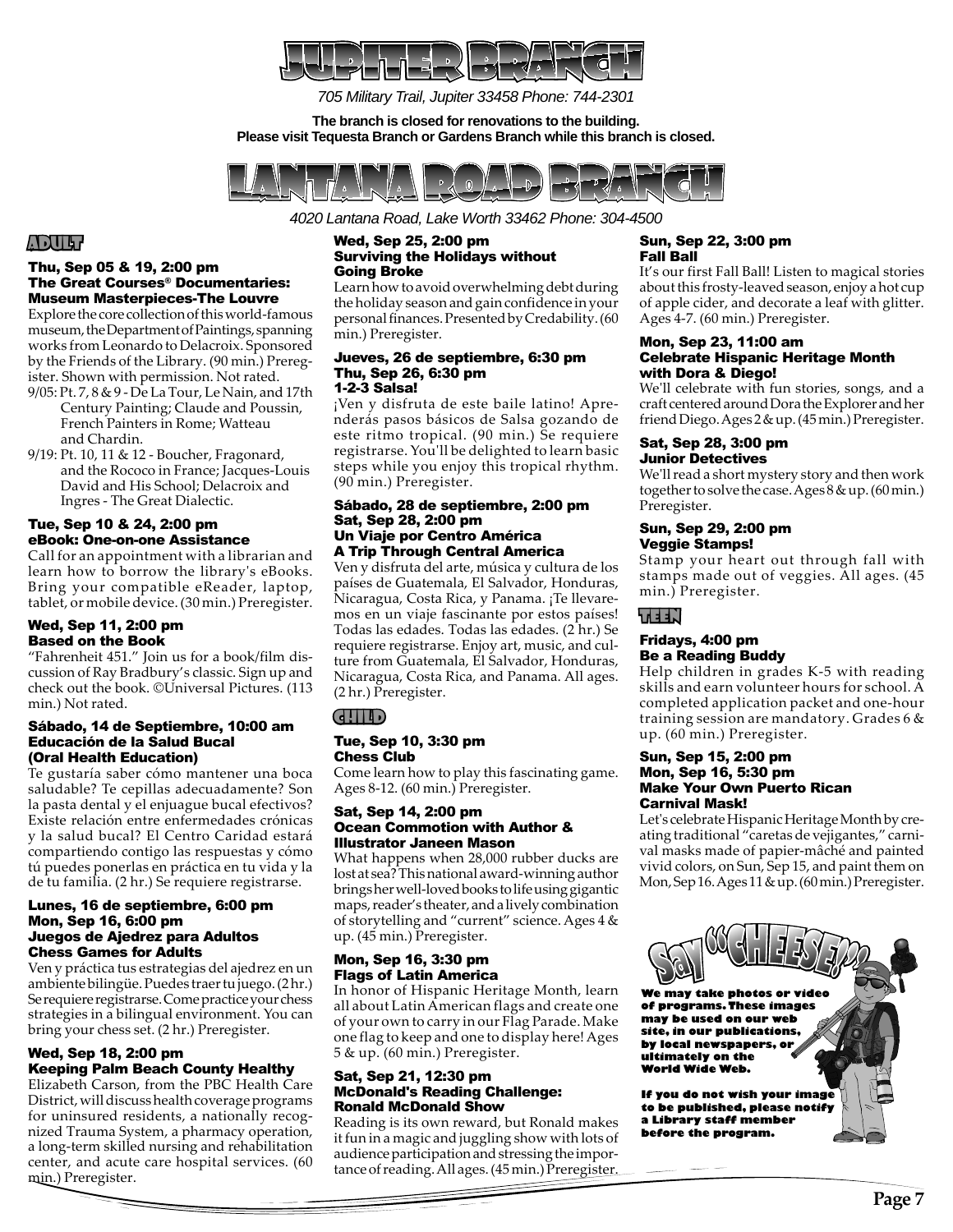# JUPITER BRANCH

*705 Military Trail, Jupiter 33458 Phone: 744-2301*

**The branch is closed for renovations to the building.**
**Please visit Tequesta Branch or Gardens Branch while this branch is closed.**

# LANTANA ROAD BRANCH

*4020 Lantana Road, Lake Worth 33462 Phone: 304-4500*

## ADULT

### Thu, Sep 05 & 19, 2:00 pm
### The Great Courses® Documentaries: Museum Masterpieces-The Louvre

Explore the core collection of this world-famous museum, the Department of Paintings, spanning works from Leonardo to Delacroix. Sponsored by the Friends of the Library. (90 min.) Preregister. Shown with permission. Not rated.

- 9/05: Pt. 7, 8 & 9 - De La Tour, Le Nain, and 17th Century Painting; Claude and Poussin, French Painters in Rome; Watteau and Chardin.
- 9/19: Pt. 10, 11 & 12 - Boucher, Fragonard, and the Rococo in France; Jacques-Louis David and His School; Delacroix and Ingres - The Great Dialectic.

### Tue, Sep 10 & 24, 2:00 pm
### eBook: One-on-one Assistance

Call for an appointment with a librarian and learn how to borrow the library's eBooks. Bring your compatible eReader, laptop, tablet, or mobile device. (30 min.) Preregister.

### Wed, Sep 11, 2:00 pm
### Based on the Book

"Fahrenheit 451." Join us for a book/film discussion of Ray Bradbury's classic. Sign up and check out the book. ©Universal Pictures. (113 min.) Not rated.

### Sábado, 14 de Septiembre, 10:00 am
### Educación de la Salud Bucal (Oral Health Education)

Te gustaría saber cómo mantener una boca saludable? Te cepillas adecuadamente? Son la pasta dental y el enjuague bucal efectivos? Existe relación entre enfermedades crónicas y la salud bucal? El Centro Caridad estará compartiendo contigo las respuestas y cómo tú puedes ponerlas en práctica en tu vida y la de tu familia. (2 hr.) Se requiere registrarse.

### Lunes, 16 de septiembre, 6:00 pm
### Mon, Sep 16, 6:00 pm
### Juegos de Ajedrez para Adultos Chess Games for Adults

Ven y práctica tus estrategias del ajedrez en un ambiente bilingüe. Puedes traer tu juego. (2 hr.) Se requiere registrarse. Come practice your chess strategies in a bilingual environment. You can bring your chess set. (2 hr.) Preregister.

### Wed, Sep 18, 2:00 pm
### Keeping Palm Beach County Healthy

Elizabeth Carson, from the PBC Health Care District, will discuss health coverage programs for uninsured residents, a nationally recognized Trauma System, a pharmacy operation, a long-term skilled nursing and rehabilitation center, and acute care hospital services. (60 min.) Preregister.

### Wed, Sep 25, 2:00 pm
### Surviving the Holidays without Going Broke

Learn how to avoid overwhelming debt during the holiday season and gain confidence in your personal finances. Presented by Credability. (60 min.) Preregister.

### Jueves, 26 de septiembre, 6:30 pm
### Thu, Sep 26, 6:30 pm
### 1-2-3 Salsa!

¡Ven y disfruta de este baile latino! Aprenderás pasos básicos de Salsa gozando de este ritmo tropical. (90 min.) Se requiere registrarse. You'll be delighted to learn basic steps while you enjoy this tropical rhythm. (90 min.) Preregister.

### Sábado, 28 de septiembre, 2:00 pm
### Sat, Sep 28, 2:00 pm
### Un Viaje por Centro América A Trip Through Central America

Ven y disfruta del arte, música y cultura de los países de Guatemala, El Salvador, Honduras, Nicaragua, Costa Rica, y Panama. ¡Te llevaremos en un viaje fascinante por estos países! Todas las edades. Todas las edades. (2 hr.) Se requiere registrarse. Enjoy art, music, and culture from Guatemala, El Salvador, Honduras, Nicaragua, Costa Rica, and Panama. All ages. (2 hr.) Preregister.

## CHILD

### Tue, Sep 10, 3:30 pm
### Chess Club

Come learn how to play this fascinating game. Ages 8-12. (60 min.) Preregister.

### Sat, Sep 14, 2:00 pm
### Ocean Commotion with Author & Illustrator Janeen Mason

What happens when 28,000 rubber ducks are lost at sea? This national award-winning author brings her well-loved books to life using gigantic maps, reader's theater, and a lively combination of storytelling and "current" science. Ages 4 & up. (45 min.) Preregister.

### Mon, Sep 16, 3:30 pm
### Flags of Latin America

In honor of Hispanic Heritage Month, learn all about Latin American flags and create one of your own to carry in our Flag Parade. Make one flag to keep and one to display here! Ages 5 & up. (60 min.) Preregister.

### Sat, Sep 21, 12:30 pm
### McDonald's Reading Challenge: Ronald McDonald Show

Reading is its own reward, but Ronald makes it fun in a magic and juggling show with lots of audience participation and stressing the importance of reading. All ages. (45 min.) Preregister.

### Sun, Sep 22, 3:00 pm
### Fall Ball

It's our first Fall Ball! Listen to magical stories about this frosty-leaved season, enjoy a hot cup of apple cider, and decorate a leaf with glitter. Ages 4-7. (60 min.) Preregister.

### Mon, Sep 23, 11:00 am
### Celebrate Hispanic Heritage Month with Dora & Diego!

We'll celebrate with fun stories, songs, and a craft centered around Dora the Explorer and her friend Diego. Ages 2 & up. (45 min.) Preregister.

### Sat, Sep 28, 3:00 pm
### Junior Detectives

We'll read a short mystery story and then work together to solve the case. Ages 8 & up. (60 min.) Preregister.

### Sun, Sep 29, 2:00 pm
### Veggie Stamps!

Stamp your heart out through fall with stamps made out of veggies. All ages. (45 min.) Preregister.

## TEEN

### Fridays, 4:00 pm
### Be a Reading Buddy

Help children in grades K-5 with reading skills and earn volunteer hours for school. A completed application packet and one-hour training session are mandatory. Grades 6 & up. (60 min.) Preregister.

### Sun, Sep 15, 2:00 pm
### Mon, Sep 16, 5:30 pm
### Make Your Own Puerto Rican Carnival Mask!

Let's celebrate Hispanic Heritage Month by creating traditional "caretas de vejigantes," carnival masks made of papier-mâché and painted vivid colors, on Sun, Sep 15, and paint them on Mon, Sep 16. Ages 11 & up. (60 min.) Preregister.

## Say "CHEESE!"

**We may take photos or video of programs. These images may be used on our web site, in our publications, by local newspapers, or ultimately on the World Wide Web.**

**If you do not wish your image to be published, please notify a Library staff member before the program.**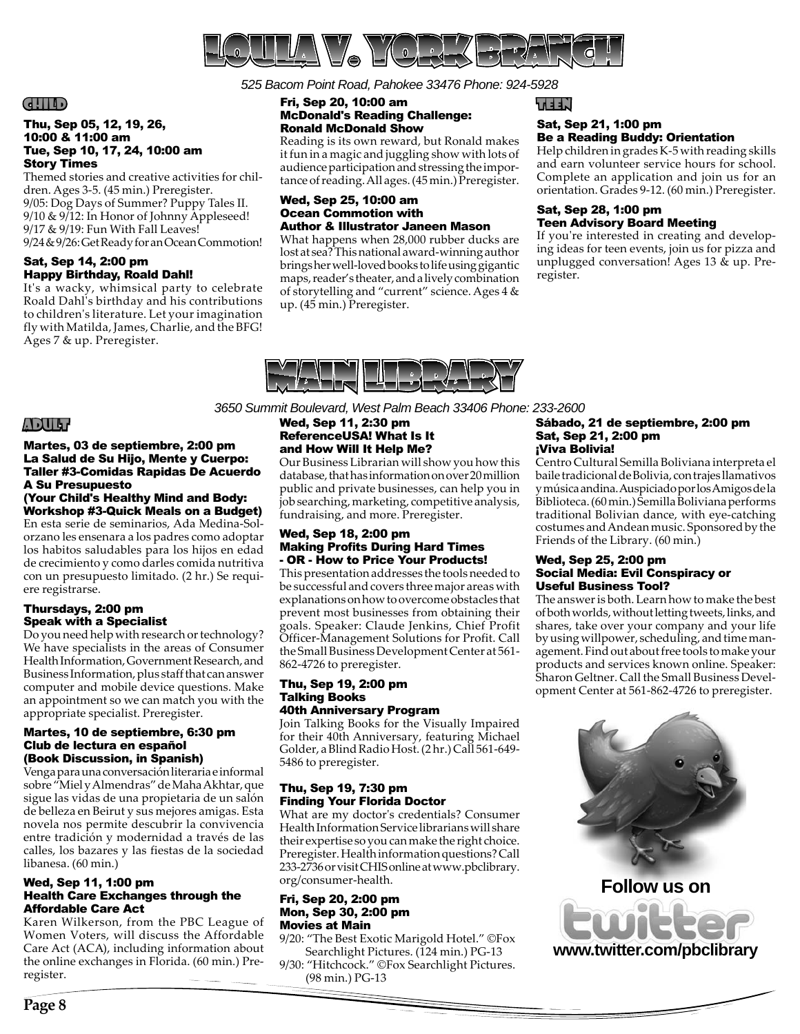# LOULA V. YORK BRANCH

*525 Bacom Point Road, Pahokee 33476 Phone: 924-5928*

## CHILD

**Thu, Sep 05, 12, 19, 26, 10:00 & 11:00 am**
**Tue, Sep 10, 17, 24, 10:00 am**
**Story Times**

Themed stories and creative activities for children. Ages 3-5. (45 min.) Preregister.
9/05: Dog Days of Summer? Puppy Tales II.
9/10 & 9/12: In Honor of Johnny Appleseed!
9/17 & 9/19: Fun With Fall Leaves!
9/24 & 9/26: Get Ready for an Ocean Commotion!

**Sat, Sep 14, 2:00 pm**
**Happy Birthday, Roald Dahl!**

It's a wacky, whimsical party to celebrate Roald Dahl's birthday and his contributions to children's literature. Let your imagination fly with Matilda, James, Charlie, and the BFG! Ages 7 & up. Preregister.

**Fri, Sep 20, 10:00 am**
**McDonald's Reading Challenge: Ronald McDonald Show**

Reading is its own reward, but Ronald makes it fun in a magic and juggling show with lots of audience participation and stressing the importance of reading. All ages. (45 min.) Preregister.

**Wed, Sep 25, 10:00 am**
**Ocean Commotion with Author & Illustrator Janeen Mason**

What happens when 28,000 rubber ducks are lost at sea? This national award-winning author brings her well-loved books to life using gigantic maps, reader's theater, and a lively combination of storytelling and "current" science. Ages 4 & up. (45 min.) Preregister.

## TEEN

**Sat, Sep 21, 1:00 pm**
**Be a Reading Buddy: Orientation**

Help children in grades K-5 with reading skills and earn volunteer service hours for school. Complete an application and join us for an orientation. Grades 9-12. (60 min.) Preregister.

**Sat, Sep 28, 1:00 pm**
**Teen Advisory Board Meeting**

If you're interested in creating and developing ideas for teen events, join us for pizza and unplugged conversation! Ages 13 & up. Preregister.

# MAIN LIBRARY

*3650 Summit Boulevard, West Palm Beach 33406 Phone: 233-2600*

## ADULT

**Martes, 03 de septiembre, 2:00 pm**
**La Salud de Su Hijo, Mente y Cuerpo: Taller #3-Comidas Rapidas De Acuerdo A Su Presupuesto**
**(Your Child's Healthy Mind and Body: Workshop #3-Quick Meals on a Budget)**

En esta serie de seminarios, Ada Medina-Solorzano les ensenara a los padres como adoptar los habitos saludables para los hijos en edad de crecimiento y como darles comida nutritiva con un presupuesto limitado. (2 hr.) Se requiere registrarse.

**Thursdays, 2:00 pm**
**Speak with a Specialist**

Do you need help with research or technology? We have specialists in the areas of Consumer Health Information, Government Research, and Business Information, plus staff that can answer computer and mobile device questions. Make an appointment so we can match you with the appropriate specialist. Preregister.

**Martes, 10 de septiembre, 6:30 pm**
**Club de lectura en español**
**(Book Discussion, in Spanish)**

Venga para una conversación literaria e informal sobre "Miel y Almendras" de Maha Akhtar, que sigue las vidas de una propietaria de un salón de belleza en Beirut y sus mejores amigas. Esta novela nos permite descubrir la convivencia entre tradición y modernidad a través de las calles, los bazares y las fiestas de la sociedad libanesa. (60 min.)

**Wed, Sep 11, 1:00 pm**
**Health Care Exchanges through the Affordable Care Act**

Karen Wilkerson, from the PBC League of Women Voters, will discuss the Affordable Care Act (ACA), including information about the online exchanges in Florida. (60 min.) Preregister.

**Wed, Sep 11, 2:30 pm**
**ReferenceUSA! What Is It and How Will It Help Me?**

Our Business Librarian will show you how this database, that has information on over 20 million public and private businesses, can help you in job searching, marketing, competitive analysis, fundraising, and more. Preregister.

**Wed, Sep 18, 2:00 pm**
**Making Profits During Hard Times - OR - How to Price Your Products!**

This presentation addresses the tools needed to be successful and covers three major areas with explanations on how to overcome obstacles that prevent most businesses from obtaining their goals. Speaker: Claude Jenkins, Chief Profit Officer-Management Solutions for Profit. Call the Small Business Development Center at 561-862-4726 to preregister.

**Thu, Sep 19, 2:00 pm**
**Talking Books**
**40th Anniversary Program**

Join Talking Books for the Visually Impaired for their 40th Anniversary, featuring Michael Golder, a Blind Radio Host. (2 hr.) Call 561-649-5486 to preregister.

**Thu, Sep 19, 7:30 pm**
**Finding Your Florida Doctor**

What are my doctor's credentials? Consumer Health Information Service librarians will share their expertise so you can make the right choice. Preregister. Health information questions? Call 233-2736 or visit CHIS online at www.pbclibrary.org/consumer-health.

**Fri, Sep 20, 2:00 pm**
**Mon, Sep 30, 2:00 pm**
**Movies at Main**

9/20: "The Best Exotic Marigold Hotel." ©Fox Searchlight Pictures. (124 min.) PG-13
9/30: "Hitchcock." ©Fox Searchlight Pictures. (98 min.) PG-13

**Sábado, 21 de septiembre, 2:00 pm**
**Sat, Sep 21, 2:00 pm**
**¡Viva Bolivia!**

Centro Cultural Semilla Boliviana interpreta el baile tradicional de Bolivia, con trajes llamativos y música andina. Auspiciado por los Amigos de la Biblioteca. (60 min.) Semilla Boliviana performs traditional Bolivian dance, with eye-catching costumes and Andean music. Sponsored by the Friends of the Library. (60 min.)

**Wed, Sep 25, 2:00 pm**
**Social Media: Evil Conspiracy or Useful Business Tool?**

The answer is both. Learn how to make the best of both worlds, without letting tweets, links, and shares, take over your company and your life by using willpower, scheduling, and time management. Find out about free tools to make your products and services known online. Speaker: Sharon Geltner. Call the Small Business Development Center at 561-862-4726 to preregister.

**Follow us on twitter**
**www.twitter.com/pbclibrary**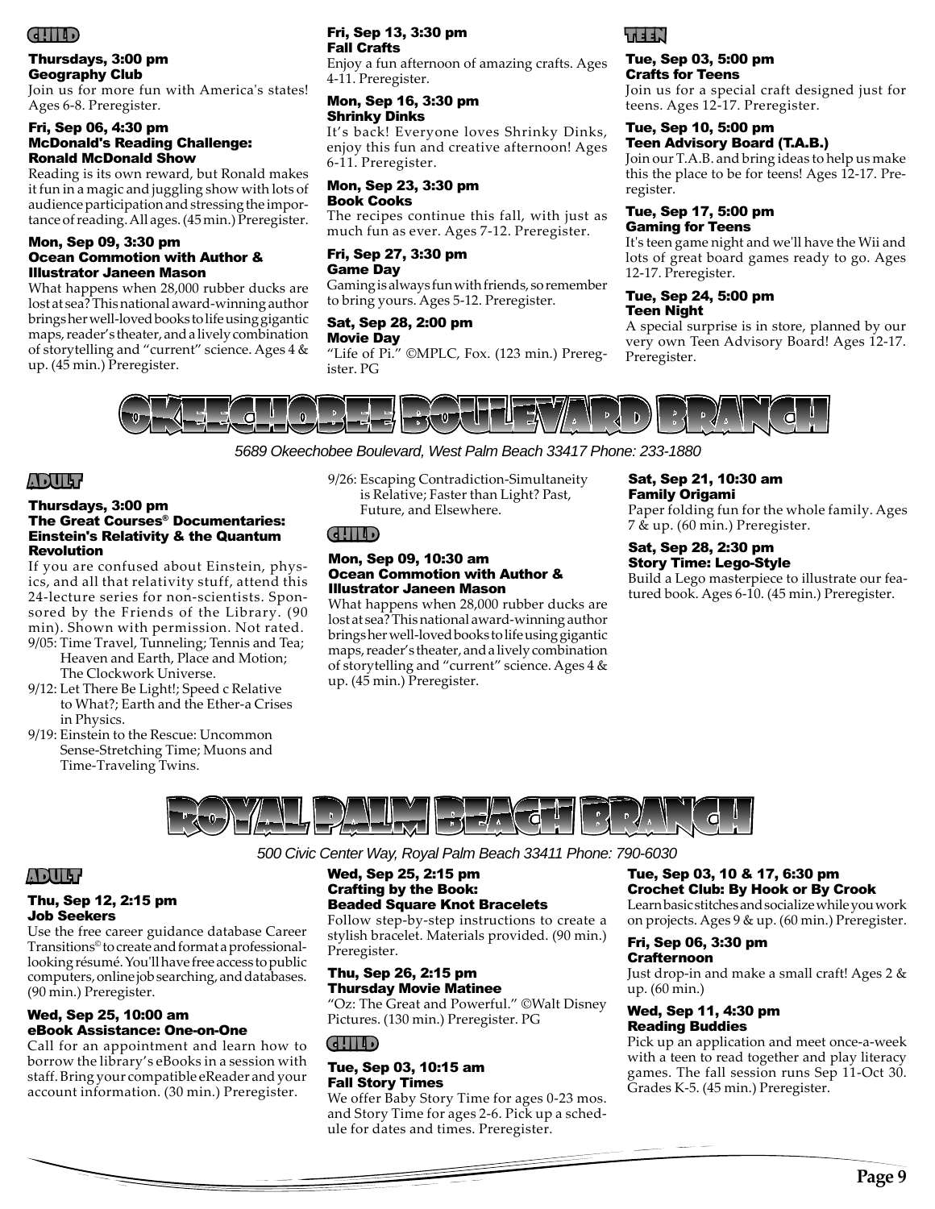### CHILD

**Thursdays, 3:00 pm**
**Geography Club**
Join us for more fun with America's states! Ages 6-8. Preregister.

**Fri, Sep 06, 4:30 pm**
**McDonald's Reading Challenge: Ronald McDonald Show**
Reading is its own reward, but Ronald makes it fun in a magic and juggling show with lots of audience participation and stressing the importance of reading. All ages. (45 min.) Preregister.

**Mon, Sep 09, 3:30 pm**
**Ocean Commotion with Author & Illustrator Janeen Mason**
What happens when 28,000 rubber ducks are lost at sea? This national award-winning author brings her well-loved books to life using gigantic maps, reader's theater, and a lively combination of storytelling and "current" science. Ages 4 & up. (45 min.) Preregister.

**Fri, Sep 13, 3:30 pm**
**Fall Crafts**
Enjoy a fun afternoon of amazing crafts. Ages 4-11. Preregister.

**Mon, Sep 16, 3:30 pm**
**Shrinky Dinks**
It's back! Everyone loves Shrinky Dinks, enjoy this fun and creative afternoon! Ages 6-11. Preregister.

**Mon, Sep 23, 3:30 pm**
**Book Cooks**
The recipes continue this fall, with just as much fun as ever. Ages 7-12. Preregister.

**Fri, Sep 27, 3:30 pm**
**Game Day**
Gaming is always fun with friends, so remember to bring yours. Ages 5-12. Preregister.

**Sat, Sep 28, 2:00 pm**
**Movie Day**
"Life of Pi." ©MPLC, Fox. (123 min.) Preregister. PG

### TEEN

**Tue, Sep 03, 5:00 pm**
**Crafts for Teens**
Join us for a special craft designed just for teens. Ages 12-17. Preregister.

**Tue, Sep 10, 5:00 pm**
**Teen Advisory Board (T.A.B.)**
Join our T.A.B. and bring ideas to help us make this the place to be for teens! Ages 12-17. Preregister.

**Tue, Sep 17, 5:00 pm**
**Gaming for Teens**
It's teen game night and we'll have the Wii and lots of great board games ready to go. Ages 12-17. Preregister.

**Tue, Sep 24, 5:00 pm**
**Teen Night**
A special surprise is in store, planned by our very own Teen Advisory Board! Ages 12-17. Preregister.

# OKEECHOBEE BOULEVARD BRANCH

*5689 Okeechobee Boulevard, West Palm Beach 33417 Phone: 233-1880*

### ADULT

**Thursdays, 3:00 pm**
**The Great Courses® Documentaries: Einstein's Relativity & the Quantum Revolution**
If you are confused about Einstein, physics, and all that relativity stuff, attend this 24-lecture series for non-scientists. Sponsored by the Friends of the Library. (90 min). Shown with permission. Not rated.

- 9/05: Time Travel, Tunneling; Tennis and Tea; Heaven and Earth, Place and Motion; The Clockwork Universe.
- 9/12: Let There Be Light!; Speed c Relative to What?; Earth and the Ether-a Crises in Physics.
- 9/19: Einstein to the Rescue: Uncommon Sense-Stretching Time; Muons and Time-Traveling Twins.
- 9/26: Escaping Contradiction-Simultaneity is Relative; Faster than Light? Past, Future, and Elsewhere.

### CHILD

**Mon, Sep 09, 10:30 am**
**Ocean Commotion with Author & Illustrator Janeen Mason**
What happens when 28,000 rubber ducks are lost at sea? This national award-winning author brings her well-loved books to life using gigantic maps, reader's theater, and a lively combination of storytelling and "current" science. Ages 4 & up. (45 min.) Preregister.

**Sat, Sep 21, 10:30 am**
**Family Origami**
Paper folding fun for the whole family. Ages 7 & up. (60 min.) Preregister.

**Sat, Sep 28, 2:30 pm**
**Story Time: Lego-Style**
Build a Lego masterpiece to illustrate our featured book. Ages 6-10. (45 min.) Preregister.

# ROYAL PALM BEACH BRANCH

*500 Civic Center Way, Royal Palm Beach 33411 Phone: 790-6030*

### ADULT

**Thu, Sep 12, 2:15 pm**
**Job Seekers**
Use the free career guidance database Career Transitions© to create and format a professional-looking résumé. You'll have free access to public computers, online job searching, and databases. (90 min.) Preregister.

**Wed, Sep 25, 10:00 am**
**eBook Assistance: One-on-One**
Call for an appointment and learn how to borrow the library's eBooks in a session with staff. Bring your compatible eReader and your account information. (30 min.) Preregister.

**Wed, Sep 25, 2:15 pm**
**Crafting by the Book: Beaded Square Knot Bracelets**
Follow step-by-step instructions to create a stylish bracelet. Materials provided. (90 min.) Preregister.

**Thu, Sep 26, 2:15 pm**
**Thursday Movie Matinee**
"Oz: The Great and Powerful." ©Walt Disney Pictures. (130 min.) Preregister. PG

### CHILD

**Tue, Sep 03, 10:15 am**
**Fall Story Times**
We offer Baby Story Time for ages 0-23 mos. and Story Time for ages 2-6. Pick up a schedule for dates and times. Preregister.

**Tue, Sep 03, 10 & 17, 6:30 pm**
**Crochet Club: By Hook or By Crook**
Learn basic stitches and socialize while you work on projects. Ages 9 & up. (60 min.) Preregister.

**Fri, Sep 06, 3:30 pm**
**Crafternoon**
Just drop-in and make a small craft! Ages 2 & up. (60 min.)

**Wed, Sep 11, 4:30 pm**
**Reading Buddies**
Pick up an application and meet once-a-week with a teen to read together and play literacy games. The fall session runs Sep 11-Oct 30. Grades K-5. (45 min.) Preregister.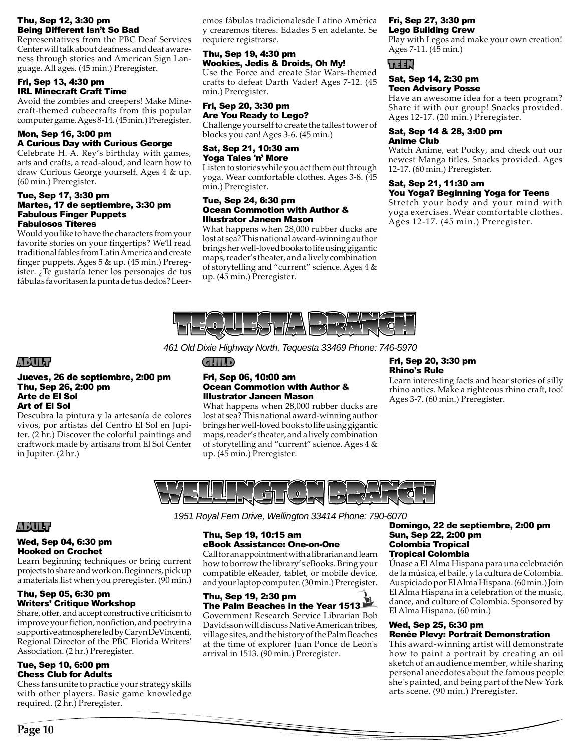**Thu, Sep 12, 3:30 pm**
**Being Different Isn't So Bad**

Representatives from the PBC Deaf Services Center will talk about deafness and deaf awareness through stories and American Sign Language. All ages. (45 min.) Preregister.

**Fri, Sep 13, 4:30 pm**
**IRL Minecraft Craft Time**

Avoid the zombies and creepers! Make Minecraft-themed cubeecrafts from this popular computer game. Ages 8-14. (45 min.) Preregister.

**Mon, Sep 16, 3:00 pm**
**A Curious Day with Curious George**

Celebrate H. A. Rey's birthday with games, arts and crafts, a read-aloud, and learn how to draw Curious George yourself. Ages 4 & up. (60 min.) Preregister.

**Tue, Sep 17, 3:30 pm**
**Martes, 17 de septiembre, 3:30 pm**
**Fabulous Finger Puppets**
**Fabulosos Títeres**

Would you like to have the characters from your favorite stories on your fingertips? We'll read traditional fables from Latin America and create finger puppets. Ages 5 & up. (45 min.) Preregister. ¿Te gustaría tener los personajes de tus fábulas favoritasen la punta de tus dedos? Leeremos fábulas tradicionalesde Latino Amèrica y crearemos títeres. Edades 5 en adelante. Se requiere registrarse.

**Thu, Sep 19, 4:30 pm**
**Wookies, Jedis & Droids, Oh My!**

Use the Force and create Star Wars-themed crafts to defeat Darth Vader! Ages 7-12. (45 min.) Preregister.

**Fri, Sep 20, 3:30 pm**
**Are You Ready to Lego?**

Challenge yourself to create the tallest tower of blocks you can! Ages 3-6. (45 min.)

**Sat, Sep 21, 10:30 am**
**Yoga Tales 'n' More**

Listen to stories while you act them out through yoga. Wear comfortable clothes. Ages 3-8. (45 min.) Preregister.

**Tue, Sep 24, 6:30 pm**
**Ocean Commotion with Author & Illustrator Janeen Mason**

What happens when 28,000 rubber ducks are lost at sea? This national award-winning author brings her well-loved books to life using gigantic maps, reader's theater, and a lively combination of storytelling and "current" science. Ages 4 & up. (45 min.) Preregister.

**Fri, Sep 27, 3:30 pm**
**Lego Building Crew**

Play with Legos and make your own creation! Ages 7-11. (45 min.)

### TEEN

**Sat, Sep 14, 2:30 pm**
**Teen Advisory Posse**

Have an awesome idea for a teen program? Share it with our group! Snacks provided. Ages 12-17. (20 min.) Preregister.

**Sat, Sep 14 & 28, 3:00 pm**
**Anime Club**

Watch Anime, eat Pocky, and check out our newest Manga titles. Snacks provided. Ages 12-17. (60 min.) Preregister.

**Sat, Sep 21, 11:30 am**
**You Yoga? Beginning Yoga for Teens**

Stretch your body and your mind with yoga exercises. Wear comfortable clothes. Ages 12-17. (45 min.) Preregister.

## TEQUESTA BRANCH

*461 Old Dixie Highway North, Tequesta 33469 Phone: 746-5970*

### ADULT

**Jueves, 26 de septiembre, 2:00 pm**
**Thu, Sep 26, 2:00 pm**
**Arte de El Sol**
**Art of El Sol**

Descubra la pintura y la artesanía de colores vivos, por artistas del Centro El Sol en Jupiter. (2 hr.) Discover the colorful paintings and craftwork made by artisans from El Sol Center in Jupiter. (2 hr.)

### CHILD

**Fri, Sep 06, 10:00 am**
**Ocean Commotion with Author & Illustrator Janeen Mason**

What happens when 28,000 rubber ducks are lost at sea? This national award-winning author brings her well-loved books to life using gigantic maps, reader's theater, and a lively combination of storytelling and "current" science. Ages 4 & up. (45 min.) Preregister.

**Fri, Sep 20, 3:30 pm**
**Rhino's Rule**

Learn interesting facts and hear stories of silly rhino antics. Make a righteous rhino craft, too! Ages 3-7. (60 min.) Preregister.

## WELLINGTON BRANCH

*1951 Royal Fern Drive, Wellington 33414 Phone: 790-6070*

### ADULT

**Wed, Sep 04, 6:30 pm**
**Hooked on Crochet**

Learn beginning techniques or bring current projects to share and work on. Beginners, pick up a materials list when you preregister. (90 min.)

**Thu, Sep 05, 6:30 pm**
**Writers' Critique Workshop**

Share, offer, and accept constructive criticism to improve your fiction, nonfiction, and poetry in a supportive atmosphere led by Caryn DeVincenti, Regional Director of the PBC Florida Writers' Association. (2 hr.) Preregister.

**Tue, Sep 10, 6:00 pm**
**Chess Club for Adults**

Chess fans unite to practice your strategy skills with other players. Basic game knowledge required. (2 hr.) Preregister.

**Thu, Sep 19, 10:15 am**
**eBook Assistance: One-on-One**

Call for an appointment with a librarian and learn how to borrow the library's eBooks. Bring your compatible eReader, tablet, or mobile device, and your laptop computer. (30 min.) Preregister.

**Thu, Sep 19, 2:30 pm**
**The Palm Beaches in the Year 1513**

Government Research Service Librarian Bob Davidsson will discuss Native American tribes, village sites, and the history of the Palm Beaches at the time of explorer Juan Ponce de Leon's arrival in 1513. (90 min.) Preregister.

**Domingo, 22 de septiembre, 2:00 pm**
**Sun, Sep 22, 2:00 pm**
**Colombia Tropical**
**Tropical Colombia**

Únase a El Alma Hispana para una celebración de la música, el baile, y la cultura de Colombia. Auspiciado por El Alma Hispana. (60 min.) Join El Alma Hispana in a celebration of the music, dance, and culture of Colombia. Sponsored by El Alma Hispana. (60 min.)

**Wed, Sep 25, 6:30 pm**
**Renée Plevy: Portrait Demonstration**

This award-winning artist will demonstrate how to paint a portrait by creating an oil sketch of an audience member, while sharing personal anecdotes about the famous people she's painted, and being part of the New York arts scene. (90 min.) Preregister.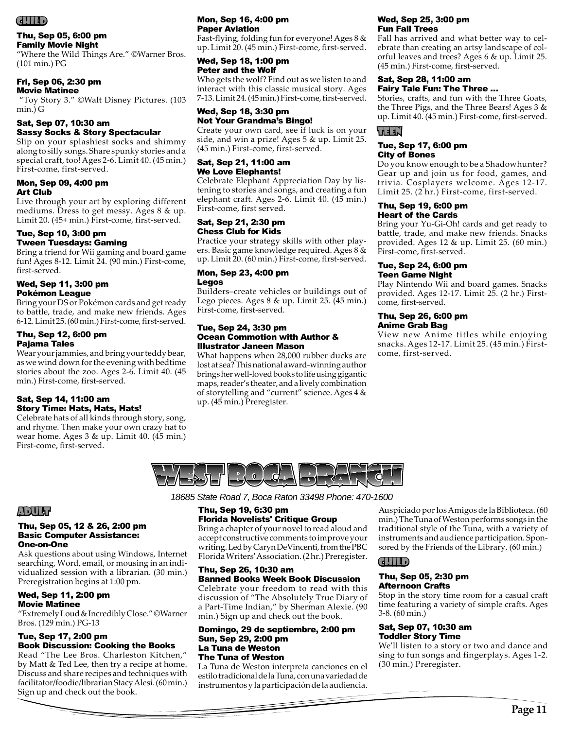## CHILD

**Thu, Sep 05, 6:00 pm**
**Family Movie Night**

"Where the Wild Things Are." ©Warner Bros. (101 min.) PG

**Fri, Sep 06, 2:30 pm**
**Movie Matinee**

"Toy Story 3." ©Walt Disney Pictures. (103 min.) G

**Sat, Sep 07, 10:30 am**
**Sassy Socks & Story Spectacular**

Slip on your splashiest socks and shimmy along to silly songs. Share spunky stories and a special craft, too! Ages 2-6. Limit 40. (45 min.) First-come, first-served.

**Mon, Sep 09, 4:00 pm**
**Art Club**

Live through your art by exploring different mediums. Dress to get messy. Ages 8 & up. Limit 20. (45+ min.) First-come, first-served.

**Tue, Sep 10, 3:00 pm**
**Tween Tuesdays: Gaming**

Bring a friend for Wii gaming and board game fun! Ages 8-12. Limit 24. (90 min.) First-come, first-served.

**Wed, Sep 11, 3:00 pm**
**Pokémon League**

Bring your DS or Pokémon cards and get ready to battle, trade, and make new friends. Ages 6-12. Limit 25. (60 min.) First-come, first-served.

**Thu, Sep 12, 6:00 pm**
**Pajama Tales**

Wear your jammies, and bring your teddy bear, as we wind down for the evening with bedtime stories about the zoo. Ages 2-6. Limit 40. (45 min.) First-come, first-served.

**Sat, Sep 14, 11:00 am**
**Story Time: Hats, Hats, Hats!**

Celebrate hats of all kinds through story, song, and rhyme. Then make your own crazy hat to wear home. Ages 3 & up. Limit 40. (45 min.) First-come, first-served.

**Mon, Sep 16, 4:00 pm**
**Paper Aviation**

Fast-flying, folding fun for everyone! Ages 8 & up. Limit 20. (45 min.) First-come, first-served.

**Wed, Sep 18, 1:00 pm**
**Peter and the Wolf**

Who gets the wolf? Find out as we listen to and interact with this classic musical story. Ages 7-13. Limit 24. (45 min.) First-come, first-served.

**Wed, Sep 18, 3:30 pm**
**Not Your Grandma's Bingo!**

Create your own card, see if luck is on your side, and win a prize! Ages 5 & up. Limit 25. (45 min.) First-come, first-served.

**Sat, Sep 21, 11:00 am**
**We Love Elephants!**

Celebrate Elephant Appreciation Day by listening to stories and songs, and creating a fun elephant craft. Ages 2-6. Limit 40. (45 min.) First-come, first served.

**Sat, Sep 21, 2:30 pm**
**Chess Club for Kids**

Practice your strategy skills with other players. Basic game knowledge required. Ages 8 & up. Limit 20. (60 min.) First-come, first-served.

**Mon, Sep 23, 4:00 pm**
**Legos**

Builders–create vehicles or buildings out of Lego pieces. Ages 8 & up. Limit 25. (45 min.) First-come, first-served.

**Tue, Sep 24, 3:30 pm**
**Ocean Commotion with Author & Illustrator Janeen Mason**

What happens when 28,000 rubber ducks are lost at sea? This national award-winning author brings her well-loved books to life using gigantic maps, reader's theater, and a lively combination of storytelling and "current" science. Ages 4 & up. (45 min.) Preregister.

**Wed, Sep 25, 3:00 pm**
**Fun Fall Trees**

Fall has arrived and what better way to celebrate than creating an artsy landscape of colorful leaves and trees? Ages 6 & up. Limit 25. (45 min.) First-come, first-served.

**Sat, Sep 28, 11:00 am**
**Fairy Tale Fun: The Three ...**

Stories, crafts, and fun with the Three Goats, the Three Pigs, and the Three Bears! Ages 3 & up. Limit 40. (45 min.) First-come, first-served.

## TEEN

**Tue, Sep 17, 6:00 pm**
**City of Bones**

Do you know enough to be a Shadowhunter? Gear up and join us for food, games, and trivia. Cosplayers welcome. Ages 12-17. Limit 25. (2 hr.) First-come, first-served.

**Thu, Sep 19, 6:00 pm**
**Heart of the Cards**

Bring your Yu-Gi-Oh! cards and get ready to battle, trade, and make new friends. Snacks provided. Ages 12 & up. Limit 25. (60 min.) First-come, first-served.

**Tue, Sep 24, 6:00 pm**
**Teen Game Night**

Play Nintendo Wii and board games. Snacks provided. Ages 12-17. Limit 25. (2 hr.) First-come, first-served.

**Thu, Sep 26, 6:00 pm**
**Anime Grab Bag**

View new Anime titles while enjoying snacks. Ages 12-17. Limit 25. (45 min.) First-come, first-served.

# WEST BOCA BRANCH

*18685 State Road 7, Boca Raton 33498 Phone: 470-1600*

## ADULT

**Thu, Sep 05, 12 & 26, 2:00 pm**
**Basic Computer Assistance: One-on-One**

Ask questions about using Windows, Internet searching, Word, email, or mousing in an individualized session with a librarian. (30 min.) Preregistration begins at 1:00 pm.

**Wed, Sep 11, 2:00 pm**
**Movie Matinee**

"Extremely Loud & Incredibly Close." ©Warner Bros. (129 min.) PG-13

**Tue, Sep 17, 2:00 pm**
**Book Discussion: Cooking the Books**

Read "The Lee Bros. Charleston Kitchen," by Matt & Ted Lee, then try a recipe at home. Discuss and share recipes and techniques with facilitator/foodie/librarian Stacy Alesi. (60 min.) Sign up and check out the book.

**Thu, Sep 19, 6:30 pm**
**Florida Novelists' Critique Group**

Bring a chapter of your novel to read aloud and accept constructive comments to improve your writing. Led by Caryn DeVincenti, from the PBC Florida Writers' Association. (2 hr.) Preregister.

**Thu, Sep 26, 10:30 am**
**Banned Books Week Book Discussion**

Celebrate your freedom to read with this discussion of "The Absolutely True Diary of a Part-Time Indian," by Sherman Alexie. (90 min.) Sign up and check out the book.

**Domingo, 29 de septiembre, 2:00 pm**
**Sun, Sep 29, 2:00 pm**
**La Tuna de Weston**
**The Tuna of Weston**

La Tuna de Weston interpreta canciones en el estilo tradicional de la Tuna, con una variedad de instrumentos y la participación de la audiencia. Auspiciado por los Amigos de la Biblioteca. (60 min.) The Tuna of Weston performs songs in the traditional style of the Tuna, with a variety of instruments and audience participation. Sponsored by the Friends of the Library. (60 min.)

## CHILD

**Thu, Sep 05, 2:30 pm**
**Afternoon Crafts**

Stop in the story time room for a casual craft time featuring a variety of simple crafts. Ages 3-8. (60 min.)

**Sat, Sep 07, 10:30 am**
**Toddler Story Time**

We'll listen to a story or two and dance and sing to fun songs and fingerplays. Ages 1-2. (30 min.) Preregister.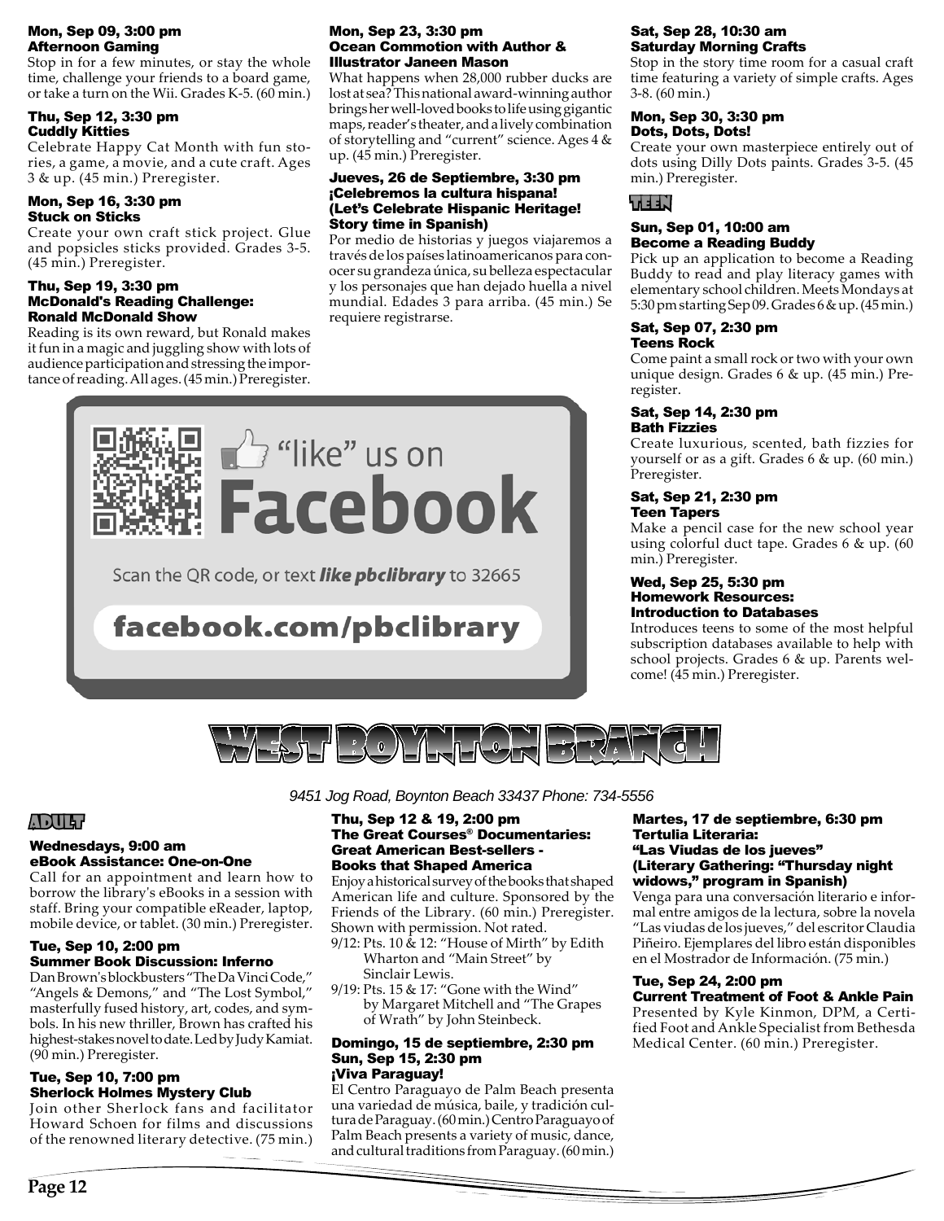**Mon, Sep 09, 3:00 pm**
**Afternoon Gaming**

Stop in for a few minutes, or stay the whole time, challenge your friends to a board game, or take a turn on the Wii. Grades K-5. (60 min.)

**Thu, Sep 12, 3:30 pm**
**Cuddly Kitties**

Celebrate Happy Cat Month with fun stories, a game, a movie, and a cute craft. Ages 3 & up. (45 min.) Preregister.

**Mon, Sep 16, 3:30 pm**
**Stuck on Sticks**

Create your own craft stick project. Glue and popsicles sticks provided. Grades 3-5. (45 min.) Preregister.

**Thu, Sep 19, 3:30 pm**
**McDonald's Reading Challenge: Ronald McDonald Show**

Reading is its own reward, but Ronald makes it fun in a magic and juggling show with lots of audience participation and stressing the importance of reading. All ages. (45 min.) Preregister.

**Mon, Sep 23, 3:30 pm**
**Ocean Commotion with Author & Illustrator Janeen Mason**

What happens when 28,000 rubber ducks are lost at sea? This national award-winning author brings her well-loved books to life using gigantic maps, reader's theater, and a lively combination of storytelling and "current" science. Ages 4 & up. (45 min.) Preregister.

**Jueves, 26 de Septiembre, 3:30 pm**
**¡Celebremos la cultura hispana! (Let's Celebrate Hispanic Heritage! Story time in Spanish)**

Por medio de historias y juegos viajaremos a través de los países latinoamericanos para conocer su grandeza única, su belleza espectacular y los personajes que han dejado huella a nivel mundial. Edades 3 para arriba. (45 min.) Se requiere registrarse.

"like" us on **Facebook**

Scan the QR code, or text ***like pbclibrary*** to 32665

**facebook.com/pbclibrary**

**Sat, Sep 28, 10:30 am**
**Saturday Morning Crafts**

Stop in the story time room for a casual craft time featuring a variety of simple crafts. Ages 3-8. (60 min.)

**Mon, Sep 30, 3:30 pm**
**Dots, Dots, Dots!**

Create your own masterpiece entirely out of dots using Dilly Dots paints. Grades 3-5. (45 min.) Preregister.

## TEEN

**Sun, Sep 01, 10:00 am**
**Become a Reading Buddy**

Pick up an application to become a Reading Buddy to read and play literacy games with elementary school children. Meets Mondays at 5:30 pm starting Sep 09. Grades 6 & up. (45 min.)

**Sat, Sep 07, 2:30 pm**
**Teens Rock**

Come paint a small rock or two with your own unique design. Grades 6 & up. (45 min.) Preregister.

**Sat, Sep 14, 2:30 pm**
**Bath Fizzies**

Create luxurious, scented, bath fizzies for yourself or as a gift. Grades 6 & up. (60 min.) Preregister.

**Sat, Sep 21, 2:30 pm**
**Teen Tapers**

Make a pencil case for the new school year using colorful duct tape. Grades 6 & up. (60 min.) Preregister.

**Wed, Sep 25, 5:30 pm**
**Homework Resources: Introduction to Databases**

Introduces teens to some of the most helpful subscription databases available to help with school projects. Grades 6 & up. Parents welcome! (45 min.) Preregister.

# WEST BOYNTON BRANCH

*9451 Jog Road, Boynton Beach 33437 Phone: 734-5556*

## ADULT

**Wednesdays, 9:00 am**
**eBook Assistance: One-on-One**

Call for an appointment and learn how to borrow the library's eBooks in a session with staff. Bring your compatible eReader, laptop, mobile device, or tablet. (30 min.) Preregister.

**Tue, Sep 10, 2:00 pm**
**Summer Book Discussion: Inferno**

Dan Brown's blockbusters "The Da Vinci Code," "Angels & Demons," and "The Lost Symbol," masterfully fused history, art, codes, and symbols. In his new thriller, Brown has crafted his highest-stakes novel to date. Led by Judy Kamiat. (90 min.) Preregister.

**Tue, Sep 10, 7:00 pm**
**Sherlock Holmes Mystery Club**

Join other Sherlock fans and facilitator Howard Schoen for films and discussions of the renowned literary detective. (75 min.)

**Thu, Sep 12 & 19, 2:00 pm**
**The Great Courses® Documentaries: Great American Best-sellers - Books that Shaped America**

Enjoy a historical survey of the books that shaped American life and culture. Sponsored by the Friends of the Library. (60 min.) Preregister. Shown with permission. Not rated.

- 9/12: Pts. 10 & 12: "House of Mirth" by Edith Wharton and "Main Street" by Sinclair Lewis.
- 9/19: Pts. 15 & 17: "Gone with the Wind" by Margaret Mitchell and "The Grapes of Wrath" by John Steinbeck.

**Domingo, 15 de septiembre, 2:30 pm**
**Sun, Sep 15, 2:30 pm**
**¡Viva Paraguay!**

El Centro Paraguayo de Palm Beach presenta una variedad de música, baile, y tradición cultura de Paraguay. (60 min.) Centro Paraguayo of Palm Beach presents a variety of music, dance, and cultural traditions from Paraguay. (60 min.)

**Martes, 17 de septiembre, 6:30 pm**
**Tertulia Literaria: "Las Viudas de los jueves" (Literary Gathering: "Thursday night widows," program in Spanish)**

Venga para una conversación literario e informal entre amigos de la lectura, sobre la novela "Las viudas de los jueves," del escritor Claudia Piñeiro. Ejemplares del libro están disponibles en el Mostrador de Información. (75 min.)

**Tue, Sep 24, 2:00 pm**
**Current Treatment of Foot & Ankle Pain**

Presented by Kyle Kinmon, DPM, a Certified Foot and Ankle Specialist from Bethesda Medical Center. (60 min.) Preregister.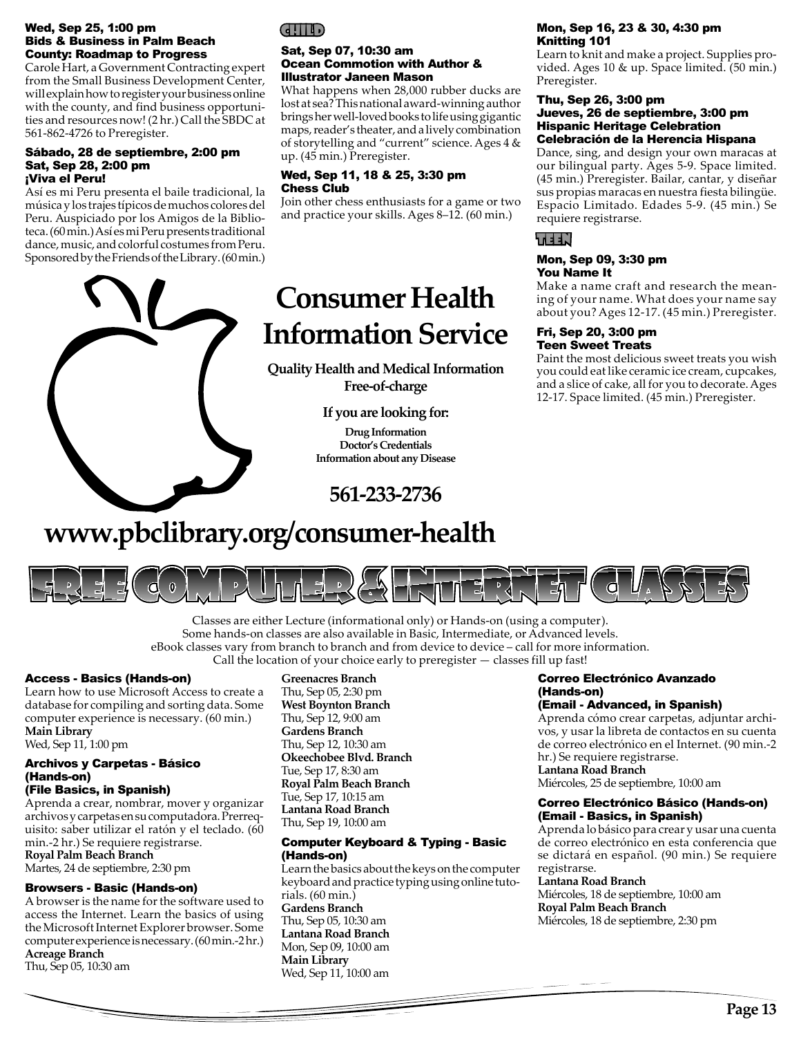#### Wed, Sep 25, 1:00 pm
#### Bids & Business in Palm Beach County: Roadmap to Progress

Carole Hart, a Government Contracting expert from the Small Business Development Center, will explain how to register your business online with the county, and find business opportunities and resources now! (2 hr.) Call the SBDC at 561-862-4726 to Preregister.

#### Sábado, 28 de septiembre, 2:00 pm
#### Sat, Sep 28, 2:00 pm
#### ¡Viva el Peru!

Así es mi Peru presenta el baile tradicional, la música y los trajes típicos de muchos colores del Peru. Auspiciado por los Amigos de la Biblioteca. (60 min.) Así es mi Peru presents traditional dance, music, and colorful costumes from Peru. Sponsored by the Friends of the Library. (60 min.)

## CHILD

#### Sat, Sep 07, 10:30 am
#### Ocean Commotion with Author & Illustrator Janeen Mason

What happens when 28,000 rubber ducks are lost at sea? This national award-winning author brings her well-loved books to life using gigantic maps, reader's theater, and a lively combination of storytelling and "current" science. Ages 4 & up. (45 min.) Preregister.

#### Wed, Sep 11, 18 & 25, 3:30 pm
#### Chess Club

Join other chess enthusiasts for a game or two and practice your skills. Ages 8–12. (60 min.)

#### Mon, Sep 16, 23 & 30, 4:30 pm
#### Knitting 101

Learn to knit and make a project. Supplies provided. Ages 10 & up. Space limited. (50 min.) Preregister.

#### Thu, Sep 26, 3:00 pm
#### Jueves, 26 de septiembre, 3:00 pm
#### Hispanic Heritage Celebration
#### Celebración de la Herencia Hispana

Dance, sing, and design your own maracas at our bilingual party. Ages 5-9. Space limited. (45 min.) Preregister. Bailar, cantar, y diseñar sus propias maracas en nuestra fiesta bilingüe. Espacio Limitado. Edades 5-9. (45 min.) Se requiere registrarse.

## TEEN

#### Mon, Sep 09, 3:30 pm
#### You Name It

Make a name craft and research the meaning of your name. What does your name say about you? Ages 12-17. (45 min.) Preregister.

#### Fri, Sep 20, 3:00 pm
#### Teen Sweet Treats

Paint the most delicious sweet treats you wish you could eat like ceramic ice cream, cupcakes, and a slice of cake, all for you to decorate. Ages 12-17. Space limited. (45 min.) Preregister.

# Consumer Health Information Service

**Quality Health and Medical Information Free-of-charge**

**If you are looking for:**

**Drug Information**
**Doctor's Credentials**
**Information about any Disease**

**561-233-2736**

**www.pbclibrary.org/consumer-health**

# FREE COMPUTER & INTERNET CLASSES

Classes are either Lecture (informational only) or Hands-on (using a computer).
Some hands-on classes are also available in Basic, Intermediate, or Advanced levels.
eBook classes vary from branch to branch and from device to device – call for more information.
Call the location of your choice early to preregister — classes fill up fast!

#### Access - Basics (Hands-on)

Learn how to use Microsoft Access to create a database for compiling and sorting data. Some computer experience is necessary. (60 min.)
**Main Library**
Wed, Sep 11, 1:00 pm

#### Archivos y Carpetas - Básico (Hands-on)
#### (File Basics, in Spanish)

Aprenda a crear, nombrar, mover y organizar archivos y carpetas en su computadora. Prerrequisito: saber utilizar el ratón y el teclado. (60 min.-2 hr.) Se requiere registrarse.
**Royal Palm Beach Branch**
Martes, 24 de septiembre, 2:30 pm

#### Browsers - Basic (Hands-on)

A browser is the name for the software used to access the Internet. Learn the basics of using the Microsoft Internet Explorer browser. Some computer experience is necessary. (60 min.-2 hr.)
**Acreage Branch**
Thu, Sep 05, 10:30 am
**Greenacres Branch**
Thu, Sep 05, 2:30 pm
**West Boynton Branch**
Thu, Sep 12, 9:00 am
**Gardens Branch**
Thu, Sep 12, 10:30 am
**Okeechobee Blvd. Branch**
Tue, Sep 17, 8:30 am
**Royal Palm Beach Branch**
Tue, Sep 17, 10:15 am
**Lantana Road Branch**
Thu, Sep 19, 10:00 am

#### Computer Keyboard & Typing - Basic (Hands-on)

Learn the basics about the keys on the computer keyboard and practice typing using online tutorials. (60 min.)
**Gardens Branch**
Thu, Sep 05, 10:30 am
**Lantana Road Branch**
Mon, Sep 09, 10:00 am
**Main Library**
Wed, Sep 11, 10:00 am

#### Correo Electrónico Avanzado (Hands-on)
#### (Email - Advanced, in Spanish)

Aprenda cómo crear carpetas, adjuntar archivos, y usar la libreta de contactos en su cuenta de correo electrónico en el Internet. (90 min.-2 hr.) Se requiere registrarse.
**Lantana Road Branch**
Miércoles, 25 de septiembre, 10:00 am

#### Correo Electrónico Básico (Hands-on)
#### (Email - Basics, in Spanish)

Aprenda lo básico para crear y usar una cuenta de correo electrónico en esta conferencia que se dictará en español. (90 min.) Se requiere registrarse.
**Lantana Road Branch**
Miércoles, 18 de septiembre, 10:00 am
**Royal Palm Beach Branch**
Miércoles, 18 de septiembre, 2:30 pm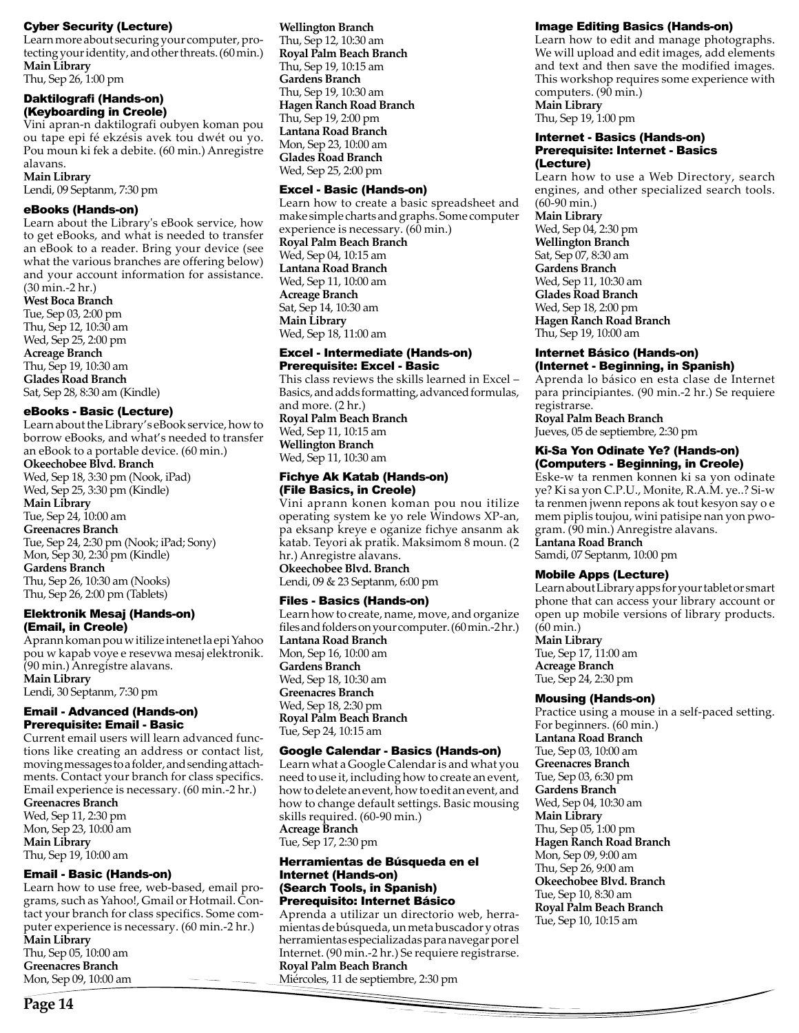### Cyber Security (Lecture)

Learn more about securing your computer, protecting your identity, and other threats. (60 min.)

**Main Library**
Thu, Sep 26, 1:00 pm

### Daktilografi (Hands-on) (Keyboarding in Creole)

Vini apran-n daktilografi oubyen koman pou ou tape epi fé ekzésis avek tou dwét ou yo. Pou moun ki fek a debite. (60 min.) Anregistre alavans.

**Main Library**
Lendi, 09 Septanm, 7:30 pm

### eBooks (Hands-on)

Learn about the Library's eBook service, how to get eBooks, and what is needed to transfer an eBook to a reader. Bring your device (see what the various branches are offering below) and your account information for assistance. (30 min.-2 hr.)

**West Boca Branch**
Tue, Sep 03, 2:00 pm
Thu, Sep 12, 10:30 am
Wed, Sep 25, 2:00 pm
**Acreage Branch**
Thu, Sep 19, 10:30 am
**Glades Road Branch**
Sat, Sep 28, 8:30 am (Kindle)

### eBooks - Basic (Lecture)

Learn about the Library's eBook service, how to borrow eBooks, and what's needed to transfer an eBook to a portable device. (60 min.)

**Okeechobee Blvd. Branch**
Wed, Sep 18, 3:30 pm (Nook, iPad)
Wed, Sep 25, 3:30 pm (Kindle)
**Main Library**
Tue, Sep 24, 10:00 am
**Greenacres Branch**
Tue, Sep 24, 2:30 pm (Nook; iPad; Sony)
Mon, Sep 30, 2:30 pm (Kindle)
**Gardens Branch**
Thu, Sep 26, 10:30 am (Nooks)
Thu, Sep 26, 2:00 pm (Tablets)

### Elektronik Mesaj (Hands-on) (Email, in Creole)

Aprann koman pou w itilize intenet la epi Yahoo pou w kapab voye e resevwa mesaj elektronik. (90 min.) Anregistre alavans.

**Main Library**
Lendi, 30 Septanm, 7:30 pm

### Email - Advanced (Hands-on) Prerequisite: Email - Basic

Current email users will learn advanced functions like creating an address or contact list, moving messages to a folder, and sending attachments. Contact your branch for class specifics. Email experience is necessary. (60 min.-2 hr.)

**Greenacres Branch**
Wed, Sep 11, 2:30 pm
Mon, Sep 23, 10:00 am
**Main Library**
Thu, Sep 19, 10:00 am

### Email - Basic (Hands-on)

Learn how to use free, web-based, email programs, such as Yahoo!, Gmail or Hotmail. Contact your branch for class specifics. Some computer experience is necessary. (60 min.-2 hr.)

**Main Library**
Thu, Sep 05, 10:00 am
**Greenacres Branch**
Mon, Sep 09, 10:00 am
**Wellington Branch**
Thu, Sep 12, 10:30 am
**Royal Palm Beach Branch**
Thu, Sep 19, 10:15 am
**Gardens Branch**
Thu, Sep 19, 10:30 am
**Hagen Ranch Road Branch**
Thu, Sep 19, 2:00 pm
**Lantana Road Branch**
Mon, Sep 23, 10:00 am
**Glades Road Branch**
Wed, Sep 25, 2:00 pm

### Excel - Basic (Hands-on)

Learn how to create a basic spreadsheet and make simple charts and graphs. Some computer experience is necessary. (60 min.)

**Royal Palm Beach Branch**
Wed, Sep 04, 10:15 am
**Lantana Road Branch**
Wed, Sep 11, 10:00 am
**Acreage Branch**
Sat, Sep 14, 10:30 am
**Main Library**
Wed, Sep 18, 11:00 am

### Excel - Intermediate (Hands-on) Prerequisite: Excel - Basic

This class reviews the skills learned in Excel – Basics, and adds formatting, advanced formulas, and more. (2 hr.)

**Royal Palm Beach Branch**
Wed, Sep 11, 10:15 am
**Wellington Branch**
Wed, Sep 11, 10:30 am

### Fichye Ak Katab (Hands-on) (File Basics, in Creole)

Vini aprann konen koman pou nou itilize operating system ke yo rele Windows XP-an, pa eksanp kreye e oganize fichye ansanm ak katab. Teyori ak pratik. Maksimom 8 moun. (2 hr.) Anregistre alavans.

**Okeechobee Blvd. Branch**
Lendi, 09 & 23 Septanm, 6:00 pm

### Files - Basics (Hands-on)

Learn how to create, name, move, and organize files and folders on your computer. (60 min.-2 hr.)

**Lantana Road Branch**
Mon, Sep 16, 10:00 am
**Gardens Branch**
Wed, Sep 18, 10:30 am
**Greenacres Branch**
Wed, Sep 18, 2:30 pm
**Royal Palm Beach Branch**
Tue, Sep 24, 10:15 am

### Google Calendar - Basics (Hands-on)

Learn what a Google Calendar is and what you need to use it, including how to create an event, how to delete an event, how to edit an event, and how to change default settings. Basic mousing skills required. (60-90 min.)

**Acreage Branch**
Tue, Sep 17, 2:30 pm

### Herramientas de Búsqueda en el Internet (Hands-on) (Search Tools, in Spanish) Prerequisito: Internet Básico

Aprenda a utilizar un directorio web, herramientas de búsqueda, un meta buscador y otras herramientas especializadas para navegar por el Internet. (90 min.-2 hr.) Se requiere registrarse.

**Royal Palm Beach Branch**
Miércoles, 11 de septiembre, 2:30 pm

### Image Editing Basics (Hands-on)

Learn how to edit and manage photographs. We will upload and edit images, add elements and text and then save the modified images. This workshop requires some experience with computers. (90 min.)

**Main Library**
Thu, Sep 19, 1:00 pm

### Internet - Basics (Hands-on) Prerequisite: Internet - Basics (Lecture)

Learn how to use a Web Directory, search engines, and other specialized search tools. (60-90 min.)

**Main Library**
Wed, Sep 04, 2:30 pm
**Wellington Branch**
Sat, Sep 07, 8:30 am
**Gardens Branch**
Wed, Sep 11, 10:30 am
**Glades Road Branch**
Wed, Sep 18, 2:00 pm
**Hagen Ranch Road Branch**
Thu, Sep 19, 10:00 am

### Internet Básico (Hands-on) (Internet - Beginning, in Spanish)

Aprenda lo básico en esta clase de Internet para principiantes. (90 min.-2 hr.) Se requiere registrarse.

**Royal Palm Beach Branch**
Jueves, 05 de septiembre, 2:30 pm

### Ki-Sa Yon Odinate Ye? (Hands-on) (Computers - Beginning, in Creole)

Eske-w ta renmen konnen ki sa yon odinate ye? Ki sa yon C.P.U., Monite, R.A.M. ye..? Si-w ta renmen jwenn repons ak tout kesyon say o e mem piplis toujou, wini patisipe nan yon pwogram. (90 min.) Anregistre alavans.

**Lantana Road Branch**
Samdi, 07 Septanm, 10:00 pm

### Mobile Apps (Lecture)

Learn about Library apps for your tablet or smart phone that can access your library account or open up mobile versions of library products. (60 min.)

**Main Library**
Tue, Sep 17, 11:00 am
**Acreage Branch**
Tue, Sep 24, 2:30 pm

### Mousing (Hands-on)

Practice using a mouse in a self-paced setting. For beginners. (60 min.)

**Lantana Road Branch**
Tue, Sep 03, 10:00 am
**Greenacres Branch**
Tue, Sep 03, 6:30 pm
**Gardens Branch**
Wed, Sep 04, 10:30 am
**Main Library**
Thu, Sep 05, 1:00 pm
**Hagen Ranch Road Branch**
Mon, Sep 09, 9:00 am
Thu, Sep 26, 9:00 am
**Okeechobee Blvd. Branch**
Tue, Sep 10, 8:30 am
**Royal Palm Beach Branch**
Tue, Sep 10, 10:15 am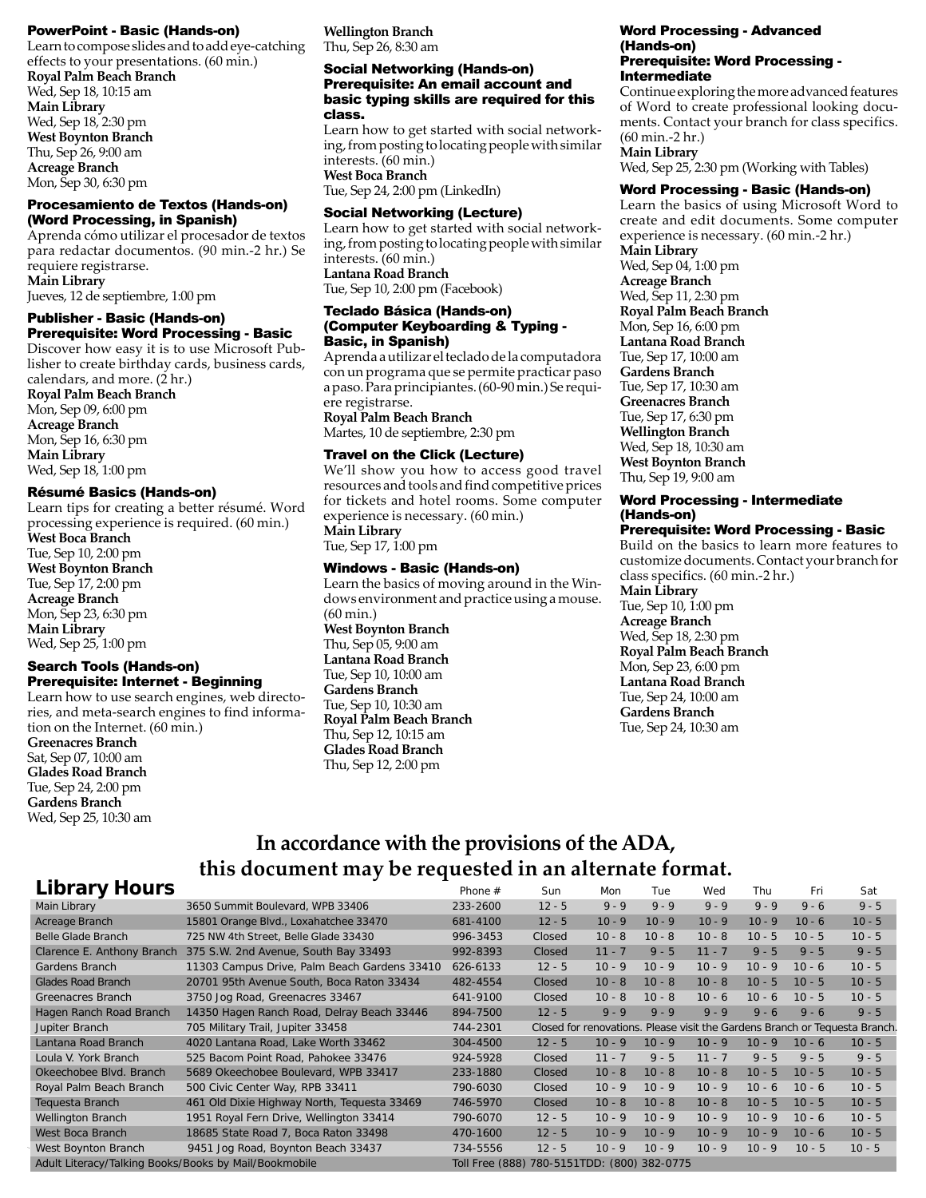### PowerPoint - Basic (Hands-on)

Learn to compose slides and to add eye-catching effects to your presentations. (60 min.)

**Royal Palm Beach Branch**
Wed, Sep 18, 10:15 am
**Main Library**
Wed, Sep 18, 2:30 pm
**West Boynton Branch**
Thu, Sep 26, 9:00 am
**Acreage Branch**
Mon, Sep 30, 6:30 pm

### Procesamiento de Textos (Hands-on) (Word Processing, in Spanish)

Aprenda cómo utilizar el procesador de textos para redactar documentos. (90 min.-2 hr.) Se requiere registrarse.

**Main Library**
Jueves, 12 de septiembre, 1:00 pm

### Publisher - Basic (Hands-on)
### Prerequisite: Word Processing - Basic

Discover how easy it is to use Microsoft Publisher to create birthday cards, business cards, calendars, and more. (2 hr.)

**Royal Palm Beach Branch**
Mon, Sep 09, 6:00 pm
**Acreage Branch**
Mon, Sep 16, 6:30 pm
**Main Library**
Wed, Sep 18, 1:00 pm

### Résumé Basics (Hands-on)

Learn tips for creating a better résumé. Word processing experience is required. (60 min.)

**West Boca Branch**
Tue, Sep 10, 2:00 pm
**West Boynton Branch**
Tue, Sep 17, 2:00 pm
**Acreage Branch**
Mon, Sep 23, 6:30 pm
**Main Library**
Wed, Sep 25, 1:00 pm

### Search Tools (Hands-on)
### Prerequisite: Internet - Beginning

Learn how to use search engines, web directories, and meta-search engines to find information on the Internet. (60 min.)

**Greenacres Branch**
Sat, Sep 07, 10:00 am
**Glades Road Branch**
Tue, Sep 24, 2:00 pm
**Gardens Branch**
Wed, Sep 25, 10:30 am
**Wellington Branch**
Thu, Sep 26, 8:30 am

### Social Networking (Hands-on)
### Prerequisite: An email account and basic typing skills are required for this class.

Learn how to get started with social networking, from posting to locating people with similar interests. (60 min.)

**West Boca Branch**
Tue, Sep 24, 2:00 pm (LinkedIn)

### Social Networking (Lecture)

Learn how to get started with social networking, from posting to locating people with similar interests. (60 min.)

**Lantana Road Branch**
Tue, Sep 10, 2:00 pm (Facebook)

### Teclado Básica (Hands-on) (Computer Keyboarding & Typing - Basic, in Spanish)

Aprenda a utilizar el teclado de la computadora con un programa que se permite practicar paso a paso. Para principiantes. (60-90 min.) Se requiere registrarse.

**Royal Palm Beach Branch**
Martes, 10 de septiembre, 2:30 pm

### Travel on the Click (Lecture)

We'll show you how to access good travel resources and tools and find competitive prices for tickets and hotel rooms. Some computer experience is necessary. (60 min.)

**Main Library**
Tue, Sep 17, 1:00 pm

### Windows - Basic (Hands-on)

Learn the basics of moving around in the Windows environment and practice using a mouse. (60 min.)

**West Boynton Branch**
Thu, Sep 05, 9:00 am
**Lantana Road Branch**
Tue, Sep 10, 10:00 am
**Gardens Branch**
Tue, Sep 10, 10:30 am
**Royal Palm Beach Branch**
Thu, Sep 12, 10:15 am
**Glades Road Branch**
Thu, Sep 12, 2:00 pm

### Word Processing - Advanced (Hands-on)
### Prerequisite: Word Processing - Intermediate

Continue exploring the more advanced features of Word to create professional looking documents. Contact your branch for class specifics. (60 min.-2 hr.)

**Main Library**
Wed, Sep 25, 2:30 pm (Working with Tables)

### Word Processing - Basic (Hands-on)

Learn the basics of using Microsoft Word to create and edit documents. Some computer experience is necessary. (60 min.-2 hr.)

**Main Library**
Wed, Sep 04, 1:00 pm
**Acreage Branch**
Wed, Sep 11, 2:30 pm
**Royal Palm Beach Branch**
Mon, Sep 16, 6:00 pm
**Lantana Road Branch**
Tue, Sep 17, 10:00 am
**Gardens Branch**
Tue, Sep 17, 10:30 am
**Greenacres Branch**
Tue, Sep 17, 6:30 pm
**Wellington Branch**
Wed, Sep 18, 10:30 am
**West Boynton Branch**
Thu, Sep 19, 9:00 am

### Word Processing - Intermediate (Hands-on)
### Prerequisite: Word Processing - Basic

Build on the basics to learn more features to customize documents. Contact your branch for class specifics. (60 min.-2 hr.)

**Main Library**
Tue, Sep 10, 1:00 pm
**Acreage Branch**
Wed, Sep 18, 2:30 pm
**Royal Palm Beach Branch**
Mon, Sep 23, 6:00 pm
**Lantana Road Branch**
Tue, Sep 24, 10:00 am
**Gardens Branch**
Tue, Sep 24, 10:30 am

**In accordance with the provisions of the ADA, this document may be requested in an alternate format.**

## Library Hours

| | | Phone # | Sun | Mon | Tue | Wed | Thu | Fri | Sat |
|---|---|---|---|---|---|---|---|---|---|
| Main Library | 3650 Summit Boulevard, WPB 33406 | 233-2600 | 12 - 5 | 9 - 9 | 9 - 9 | 9 - 9 | 9 - 9 | 9 - 6 | 9 - 5 |
| Acreage Branch | 15801 Orange Blvd., Loxahatchee 33470 | 681-4100 | 12 - 5 | 10 - 9 | 10 - 9 | 10 - 9 | 10 - 9 | 10 - 6 | 10 - 5 |
| Belle Glade Branch | 725 NW 4th Street, Belle Glade 33430 | 996-3453 | Closed | 10 - 8 | 10 - 8 | 10 - 8 | 10 - 5 | 10 - 5 | 10 - 5 |
| Clarence E. Anthony Branch | 375 S.W. 2nd Avenue, South Bay 33493 | 992-8393 | Closed | 11 - 7 | 9 - 5 | 11 - 7 | 9 - 5 | 9 - 5 | 9 - 5 |
| Gardens Branch | 11303 Campus Drive, Palm Beach Gardens 33410 | 626-6133 | 12 - 5 | 10 - 9 | 10 - 9 | 10 - 9 | 10 - 9 | 10 - 6 | 10 - 5 |
| Glades Road Branch | 20701 95th Avenue South, Boca Raton 33434 | 482-4554 | Closed | 10 - 8 | 10 - 8 | 10 - 8 | 10 - 5 | 10 - 5 | 10 - 5 |
| Greenacres Branch | 3750 Jog Road, Greenacres 33467 | 641-9100 | Closed | 10 - 8 | 10 - 8 | 10 - 6 | 10 - 6 | 10 - 5 | 10 - 5 |
| Hagen Ranch Road Branch | 14350 Hagen Ranch Road, Delray Beach 33446 | 894-7500 | 12 - 5 | 9 - 9 | 9 - 9 | 9 - 9 | 9 - 6 | 9 - 6 | 9 - 5 |
| Jupiter Branch | 705 Military Trail, Jupiter 33458 | 744-2301 | Closed for renovations. Please visit the Gardens Branch or Tequesta Branch. | | | | | | |
| Lantana Road Branch | 4020 Lantana Road, Lake Worth 33462 | 304-4500 | 12 - 5 | 10 - 9 | 10 - 9 | 10 - 9 | 10 - 9 | 10 - 6 | 10 - 5 |
| Loula V. York Branch | 525 Bacom Point Road, Pahokee 33476 | 924-5928 | Closed | 11 - 7 | 9 - 5 | 11 - 7 | 9 - 5 | 9 - 5 | 9 - 5 |
| Okeechobee Blvd. Branch | 5689 Okeechobee Boulevard, WPB 33417 | 233-1880 | Closed | 10 - 8 | 10 - 8 | 10 - 8 | 10 - 5 | 10 - 5 | 10 - 5 |
| Royal Palm Beach Branch | 500 Civic Center Way, RPB 33411 | 790-6030 | Closed | 10 - 9 | 10 - 9 | 10 - 9 | 10 - 6 | 10 - 6 | 10 - 5 |
| Tequesta Branch | 461 Old Dixie Highway North, Tequesta 33469 | 746-5970 | Closed | 10 - 8 | 10 - 8 | 10 - 8 | 10 - 5 | 10 - 5 | 10 - 5 |
| Wellington Branch | 1951 Royal Fern Drive, Wellington 33414 | 790-6070 | 12 - 5 | 10 - 9 | 10 - 9 | 10 - 9 | 10 - 9 | 10 - 6 | 10 - 5 |
| West Boca Branch | 18685 State Road 7, Boca Raton 33498 | 470-1600 | 12 - 5 | 10 - 9 | 10 - 9 | 10 - 9 | 10 - 9 | 10 - 6 | 10 - 5 |
| West Boynton Branch | 9451 Jog Road, Boynton Beach 33437 | 734-5556 | 12 - 5 | 10 - 9 | 10 - 9 | 10 - 9 | 10 - 9 | 10 - 5 | 10 - 5 |
| Adult Literacy/Talking Books/Books by Mail/Bookmobile | | Toll Free (888) 780-5151TDD: (800) 382-0775 | | | | | | | |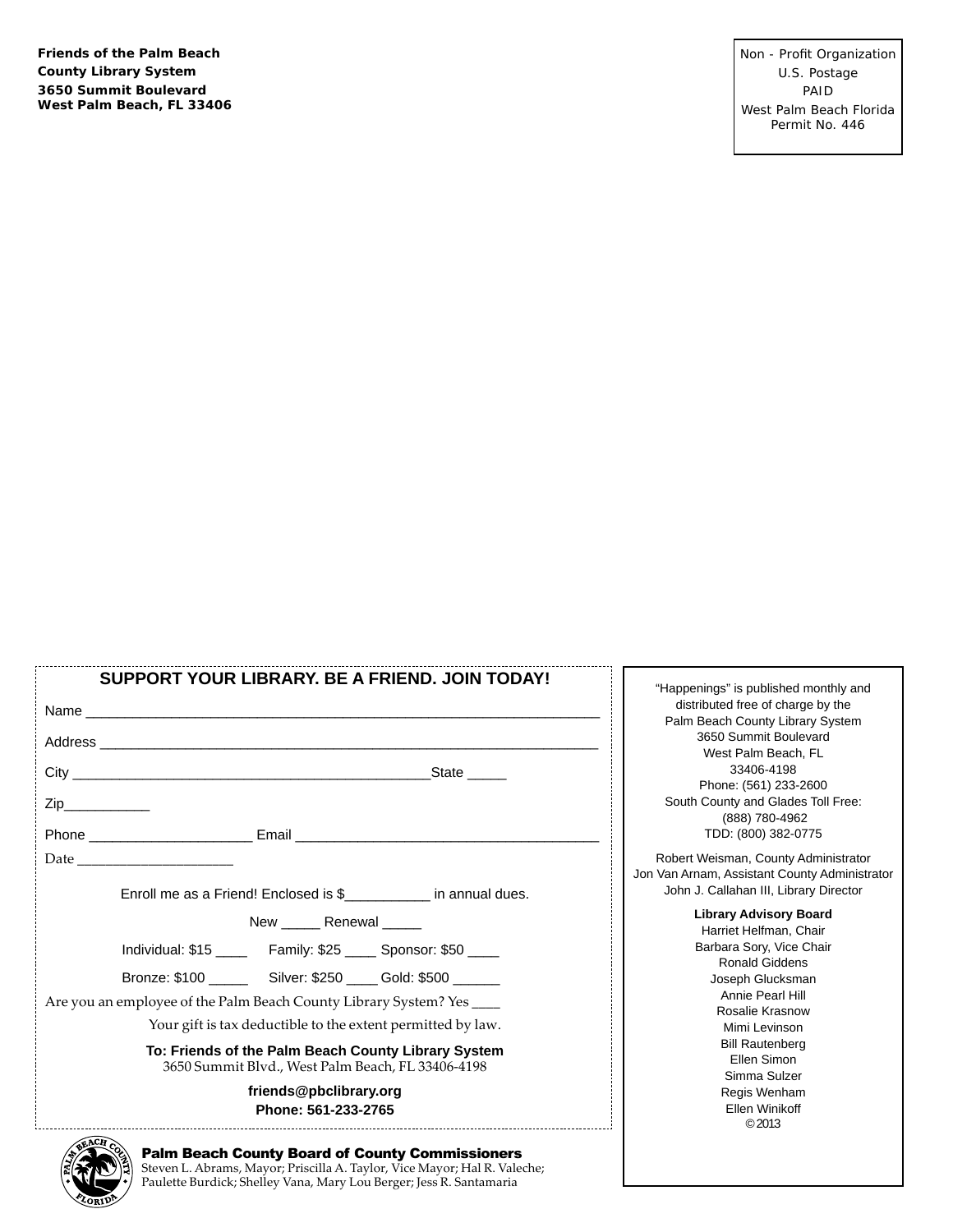**Friends of the Palm Beach County Library System**
**3650 Summit Boulevard**
**West Palm Beach, FL 33406**

Non - Profit Organization
U.S. Postage
PAID
West Palm Beach Florida
Permit No. 446

## SUPPORT YOUR LIBRARY. BE A FRIEND. JOIN TODAY!

Name ____________________________________________________________________

Address __________________________________________________________________

City ______________________________________________State _____

Zip___________

Phone _____________________ Email ______________________________________

Date _____________________

Enroll me as a Friend! Enclosed is $___________ in annual dues.

New _____ Renewal _____

Individual: $15 ____ Family: $25 ____ Sponsor: $50 ____

Bronze: $100 _____ Silver: $250 ____ Gold: $500 ______

Are you an employee of the Palm Beach County Library System? Yes ____

Your gift is tax deductible to the extent permitted by law.

**To: Friends of the Palm Beach County Library System**
3650 Summit Blvd., West Palm Beach, FL 33406-4198

**friends@pbclibrary.org**
**Phone: 561-233-2765**

**Palm Beach County Board of County Commissioners**
Steven L. Abrams, Mayor; Priscilla A. Taylor, Vice Mayor; Hal R. Valeche; Paulette Burdick; Shelley Vana, Mary Lou Berger; Jess R. Santamaria

"Happenings" is published monthly and distributed free of charge by the Palm Beach County Library System
3650 Summit Boulevard
West Palm Beach, FL
33406-4198
Phone: (561) 233-2600
South County and Glades Toll Free:
(888) 780-4962
TDD: (800) 382-0775

Robert Weisman, County Administrator
Jon Van Arnam, Assistant County Administrator
John J. Callahan III, Library Director

**Library Advisory Board**
Harriet Helfman, Chair
Barbara Sory, Vice Chair
Ronald Giddens
Joseph Glucksman
Annie Pearl Hill
Rosalie Krasnow
Mimi Levinson
Bill Rautenberg
Ellen Simon
Simma Sulzer
Regis Wenham
Ellen Winikoff
© 2013